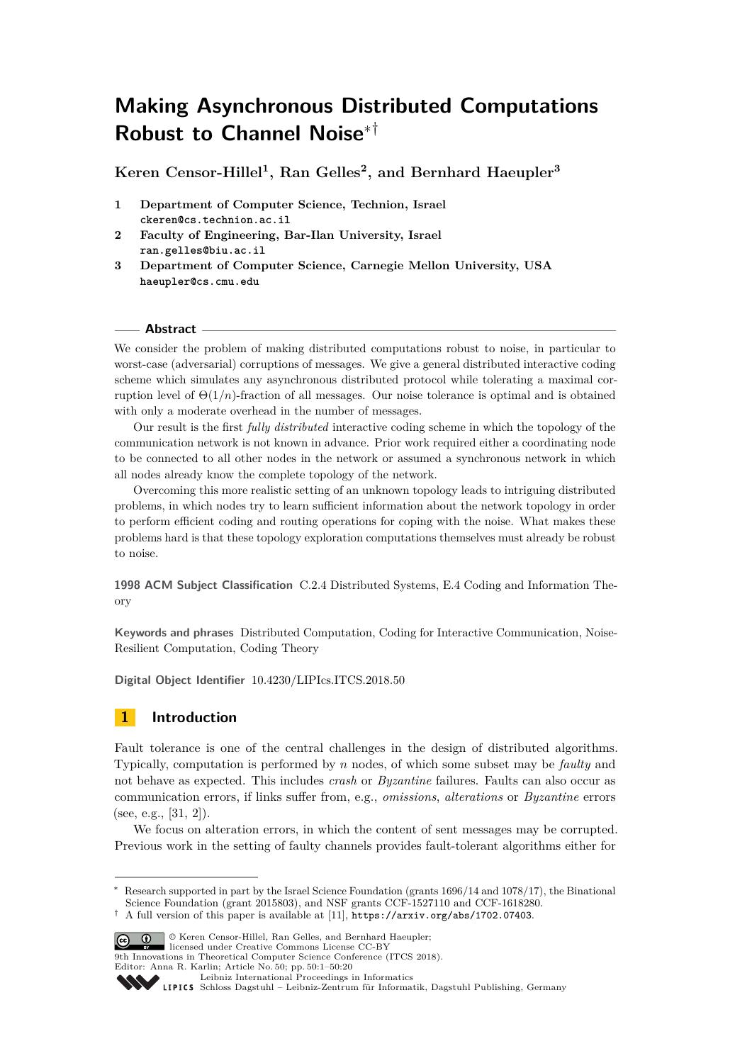# Making Asynchronous Distributed Computations Robust to Channel Noise*†

**Keren Censor-Hillel[1], Ran Gelles[2], and Bernhard Haeupler[3]**

1 **Department of Computer Science, Technion, Israel**
ckeren@cs.technion.ac.il

2 **Faculty of Engineering, Bar-Ilan University, Israel**
ran.gelles@biu.ac.il

3 **Department of Computer Science, Carnegie Mellon University, USA**
haeupler@cs.cmu.edu

## Abstract

We consider the problem of making distributed computations robust to noise, in particular to worst-case (adversarial) corruptions of messages. We give a general distributed interactive coding scheme which simulates any asynchronous distributed protocol while tolerating a maximal corruption level of $\Theta(1/n)$-fraction of all messages. Our noise tolerance is optimal and is obtained with only a moderate overhead in the number of messages.

Our result is the first *fully distributed* interactive coding scheme in which the topology of the communication network is not known in advance. Prior work required either a coordinating node to be connected to all other nodes in the network or assumed a synchronous network in which all nodes already know the complete topology of the network.

Overcoming this more realistic setting of an unknown topology leads to intriguing distributed problems, in which nodes try to learn sufficient information about the network topology in order to perform efficient coding and routing operations for coping with the noise. What makes these problems hard is that these topology exploration computations themselves must already be robust to noise.

**1998 ACM Subject Classification** C.2.4 Distributed Systems, E.4 Coding and Information Theory

**Keywords and phrases** Distributed Computation, Coding for Interactive Communication, Noise-Resilient Computation, Coding Theory

**Digital Object Identifier** 10.4230/LIPIcs.ITCS.2018.50

## 1 Introduction

Fault tolerance is one of the central challenges in the design of distributed algorithms. Typically, computation is performed by $n$ nodes, of which some subset may be *faulty* and not behave as expected. This includes *crash* or *Byzantine* failures. Faults can also occur as communication errors, if links suffer from, e.g., *omissions*, *alterations* or *Byzantine* errors (see, e.g., [31, 2]).

We focus on alteration errors, in which the content of sent messages may be corrupted. Previous work in the setting of faulty channels provides fault-tolerant algorithms either for

---

* Research supported in part by the Israel Science Foundation (grants 1696/14 and 1078/17), the Binational Science Foundation (grant 2015803), and NSF grants CCF-1527110 and CCF-1618280.

† A full version of this paper is available at [11], https://arxiv.org/abs/1702.07403.

© Keren Censor-Hillel, Ran Gelles, and Bernhard Haeupler;
licensed under Creative Commons License CC-BY
9th Innovations in Theoretical Computer Science Conference (ITCS 2018).
Editor: Anna R. Karlin; Article No. 50; pp. 50:1–50:20
Leibniz International Proceedings in Informatics
LIPICS Schloss Dagstuhl – Leibniz-Zentrum für Informatik, Dagstuhl Publishing, Germany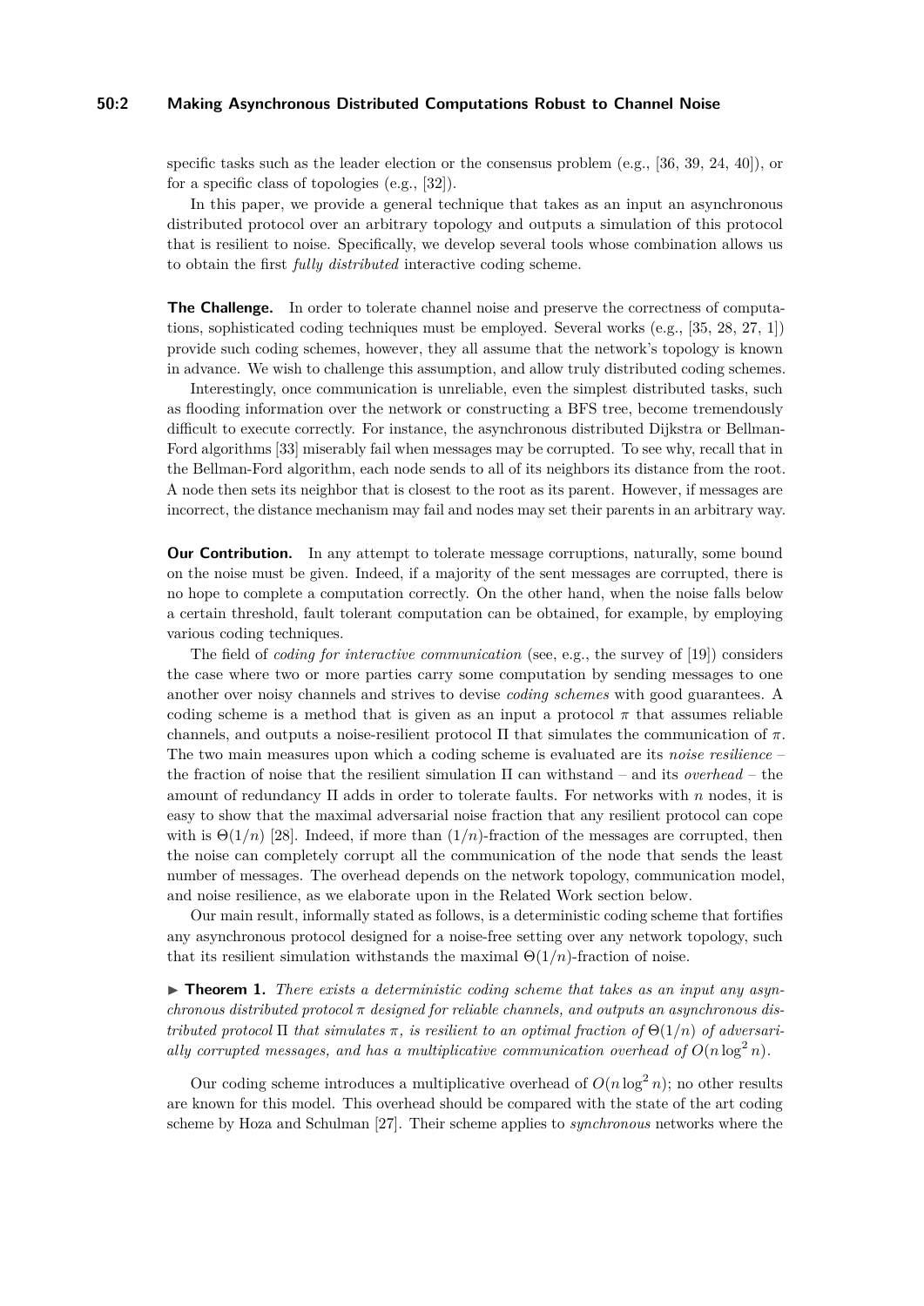specific tasks such as the leader election or the consensus problem (e.g., [36, 39, 24, 40]), or for a specific class of topologies (e.g., [32]).

In this paper, we provide a general technique that takes as an input an asynchronous distributed protocol over an arbitrary topology and outputs a simulation of this protocol that is resilient to noise. Specifically, we develop several tools whose combination allows us to obtain the first *fully distributed* interactive coding scheme.

**The Challenge.** In order to tolerate channel noise and preserve the correctness of computations, sophisticated coding techniques must be employed. Several works (e.g., [35, 28, 27, 1]) provide such coding schemes, however, they all assume that the network's topology is known in advance. We wish to challenge this assumption, and allow truly distributed coding schemes.

Interestingly, once communication is unreliable, even the simplest distributed tasks, such as flooding information over the network or constructing a BFS tree, become tremendously difficult to execute correctly. For instance, the asynchronous distributed Dijkstra or Bellman-Ford algorithms [33] miserably fail when messages may be corrupted. To see why, recall that in the Bellman-Ford algorithm, each node sends to all of its neighbors its distance from the root. A node then sets its neighbor that is closest to the root as its parent. However, if messages are incorrect, the distance mechanism may fail and nodes may set their parents in an arbitrary way.

**Our Contribution.** In any attempt to tolerate message corruptions, naturally, some bound on the noise must be given. Indeed, if a majority of the sent messages are corrupted, there is no hope to complete a computation correctly. On the other hand, when the noise falls below a certain threshold, fault tolerant computation can be obtained, for example, by employing various coding techniques.

The field of *coding for interactive communication* (see, e.g., the survey of [19]) considers the case where two or more parties carry some computation by sending messages to one another over noisy channels and strives to devise *coding schemes* with good guarantees. A coding scheme is a method that is given as an input a protocol $\pi$ that assumes reliable channels, and outputs a noise-resilient protocol $\Pi$ that simulates the communication of $\pi$. The two main measures upon which a coding scheme is evaluated are its *noise resilience* – the fraction of noise that the resilient simulation $\Pi$ can withstand – and its *overhead* – the amount of redundancy $\Pi$ adds in order to tolerate faults. For networks with $n$ nodes, it is easy to show that the maximal adversarial noise fraction that any resilient protocol can cope with is $\Theta(1/n)$ [28]. Indeed, if more than $(1/n)$-fraction of the messages are corrupted, then the noise can completely corrupt all the communication of the node that sends the least number of messages. The overhead depends on the network topology, communication model, and noise resilience, as we elaborate upon in the Related Work section below.

Our main result, informally stated as follows, is a deterministic coding scheme that fortifies any asynchronous protocol designed for a noise-free setting over any network topology, such that its resilient simulation withstands the maximal $\Theta(1/n)$-fraction of noise.

▶ **Theorem 1.** *There exists a deterministic coding scheme that takes as an input any asynchronous distributed protocol $\pi$ designed for reliable channels, and outputs an asynchronous distributed protocol $\Pi$ that simulates $\pi$, is resilient to an optimal fraction of $\Theta(1/n)$ of adversarially corrupted messages, and has a multiplicative communication overhead of $O(n \log^2 n)$.*

Our coding scheme introduces a multiplicative overhead of $O(n \log^2 n)$; no other results are known for this model. This overhead should be compared with the state of the art coding scheme by Hoza and Schulman [27]. Their scheme applies to *synchronous* networks where the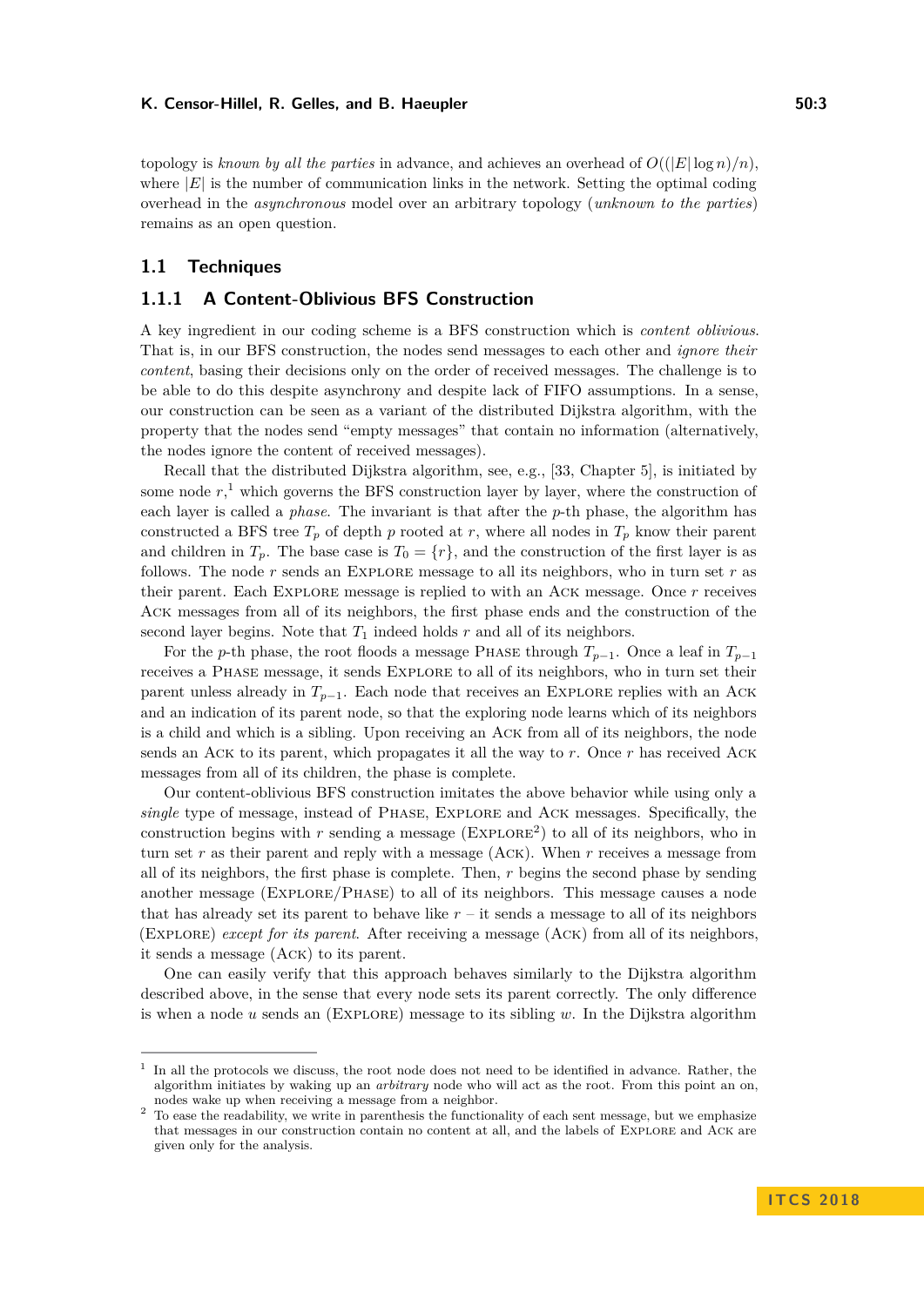topology is *known by all the parties* in advance, and achieves an overhead of $O((|E| \log n)/n)$, where $|E|$ is the number of communication links in the network. Setting the optimal coding overhead in the *asynchronous* model over an arbitrary topology (*unknown to the parties*) remains as an open question.

## 1.1 Techniques

### 1.1.1 A Content-Oblivious BFS Construction

A key ingredient in our coding scheme is a BFS construction which is *content oblivious*. That is, in our BFS construction, the nodes send messages to each other and *ignore their content*, basing their decisions only on the order of received messages. The challenge is to be able to do this despite asynchrony and despite lack of FIFO assumptions. In a sense, our construction can be seen as a variant of the distributed Dijkstra algorithm, with the property that the nodes send "empty messages" that contain no information (alternatively, the nodes ignore the content of received messages).

Recall that the distributed Dijkstra algorithm, see, e.g., [33, Chapter 5], is initiated by some node $r$,[1] which governs the BFS construction layer by layer, where the construction of each layer is called a *phase*. The invariant is that after the $p$-th phase, the algorithm has constructed a BFS tree $T_p$ of depth $p$ rooted at $r$, where all nodes in $T_p$ know their parent and children in $T_p$. The base case is $T_0 = \{r\}$, and the construction of the first layer is as follows. The node $r$ sends an Explore message to all its neighbors, who in turn set $r$ as their parent. Each Explore message is replied to with an Ack message. Once $r$ receives Ack messages from all of its neighbors, the first phase ends and the construction of the second layer begins. Note that $T_1$ indeed holds $r$ and all of its neighbors.

For the $p$-th phase, the root floods a message Phase through $T_{p-1}$. Once a leaf in $T_{p-1}$ receives a Phase message, it sends Explore to all of its neighbors, who in turn set their parent unless already in $T_{p-1}$. Each node that receives an Explore replies with an Ack and an indication of its parent node, so that the exploring node learns which of its neighbors is a child and which is a sibling. Upon receiving an Ack from all of its neighbors, the node sends an Ack to its parent, which propagates it all the way to $r$. Once $r$ has received Ack messages from all of its children, the phase is complete.

Our content-oblivious BFS construction imitates the above behavior while using only a *single* type of message, instead of Phase, Explore and Ack messages. Specifically, the construction begins with $r$ sending a message (Explore[2]) to all of its neighbors, who in turn set $r$ as their parent and reply with a message (Ack). When $r$ receives a message from all of its neighbors, the first phase is complete. Then, $r$ begins the second phase by sending another message (Explore/Phase) to all of its neighbors. This message causes a node that has already set its parent to behave like $r$ – it sends a message to all of its neighbors (Explore) *except for its parent*. After receiving a message (Ack) from all of its neighbors, it sends a message (Ack) to its parent.

One can easily verify that this approach behaves similarly to the Dijkstra algorithm described above, in the sense that every node sets its parent correctly. The only difference is when a node $u$ sends an (Explore) message to its sibling $w$. In the Dijkstra algorithm

---

[1] In all the protocols we discuss, the root node does not need to be identified in advance. Rather, the algorithm initiates by waking up an *arbitrary* node who will act as the root. From this point an on, nodes wake up when receiving a message from a neighbor.

[2] To ease the readability, we write in parenthesis the functionality of each sent message, but we emphasize that messages in our construction contain no content at all, and the labels of Explore and Ack are given only for the analysis.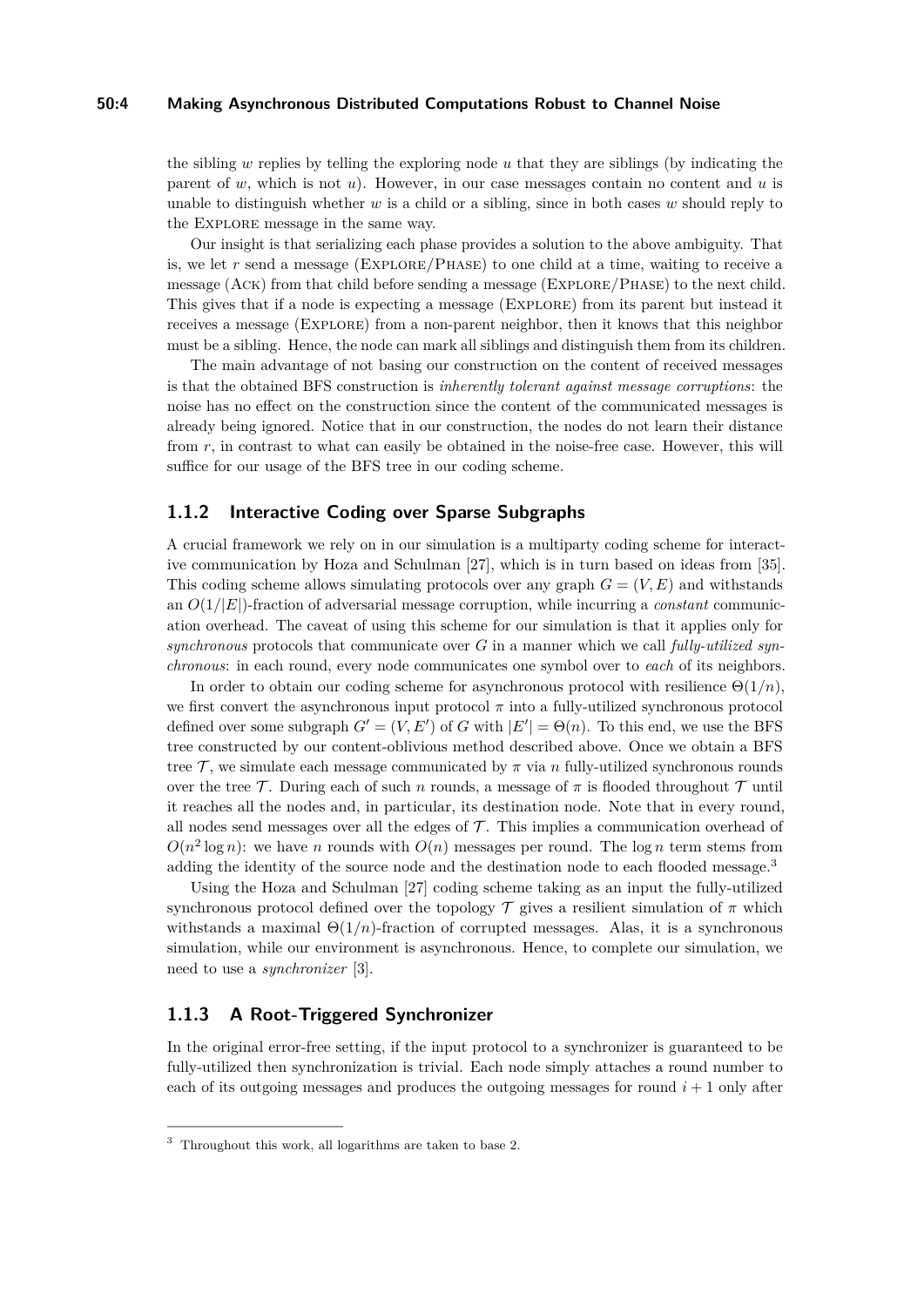the sibling $w$ replies by telling the exploring node $u$ that they are siblings (by indicating the parent of $w$, which is not $u$). However, in our case messages contain no content and $u$ is unable to distinguish whether $w$ is a child or a sibling, since in both cases $w$ should reply to the EXPLORE message in the same way.

Our insight is that serializing each phase provides a solution to the above ambiguity. That is, we let $r$ send a message (EXPLORE/PHASE) to one child at a time, waiting to receive a message (ACK) from that child before sending a message (EXPLORE/PHASE) to the next child. This gives that if a node is expecting a message (EXPLORE) from its parent but instead it receives a message (EXPLORE) from a non-parent neighbor, then it knows that this neighbor must be a sibling. Hence, the node can mark all siblings and distinguish them from its children.

The main advantage of not basing our construction on the content of received messages is that the obtained BFS construction is *inherently tolerant against message corruptions*: the noise has no effect on the construction since the content of the communicated messages is already being ignored. Notice that in our construction, the nodes do not learn their distance from $r$, in contrast to what can easily be obtained in the noise-free case. However, this will suffice for our usage of the BFS tree in our coding scheme.

### 1.1.2 Interactive Coding over Sparse Subgraphs

A crucial framework we rely on in our simulation is a multiparty coding scheme for interactive communication by Hoza and Schulman [27], which is in turn based on ideas from [35]. This coding scheme allows simulating protocols over any graph $G = (V, E)$ and withstands an $O(1/|E|)$-fraction of adversarial message corruption, while incurring a *constant* communication overhead. The caveat of using this scheme for our simulation is that it applies only for *synchronous* protocols that communicate over $G$ in a manner which we call *fully-utilized synchronous*: in each round, every node communicates one symbol over to *each* of its neighbors.

In order to obtain our coding scheme for asynchronous protocol with resilience $\Theta(1/n)$, we first convert the asynchronous input protocol $\pi$ into a fully-utilized synchronous protocol defined over some subgraph $G' = (V, E')$ of $G$ with $|E'| = \Theta(n)$. To this end, we use the BFS tree constructed by our content-oblivious method described above. Once we obtain a BFS tree $\mathcal{T}$, we simulate each message communicated by $\pi$ via $n$ fully-utilized synchronous rounds over the tree $\mathcal{T}$. During each of such $n$ rounds, a message of $\pi$ is flooded throughout $\mathcal{T}$ until it reaches all the nodes and, in particular, its destination node. Note that in every round, all nodes send messages over all the edges of $\mathcal{T}$. This implies a communication overhead of $O(n^2 \log n)$: we have $n$ rounds with $O(n)$ messages per round. The $\log n$ term stems from adding the identity of the source node and the destination node to each flooded message.[3]

Using the Hoza and Schulman [27] coding scheme taking as an input the fully-utilized synchronous protocol defined over the topology $\mathcal{T}$ gives a resilient simulation of $\pi$ which withstands a maximal $\Theta(1/n)$-fraction of corrupted messages. Alas, it is a synchronous simulation, while our environment is asynchronous. Hence, to complete our simulation, we need to use a *synchronizer* [3].

### 1.1.3 A Root-Triggered Synchronizer

In the original error-free setting, if the input protocol to a synchronizer is guaranteed to be fully-utilized then synchronization is trivial. Each node simply attaches a round number to each of its outgoing messages and produces the outgoing messages for round $i + 1$ only after

[3] Throughout this work, all logarithms are taken to base 2.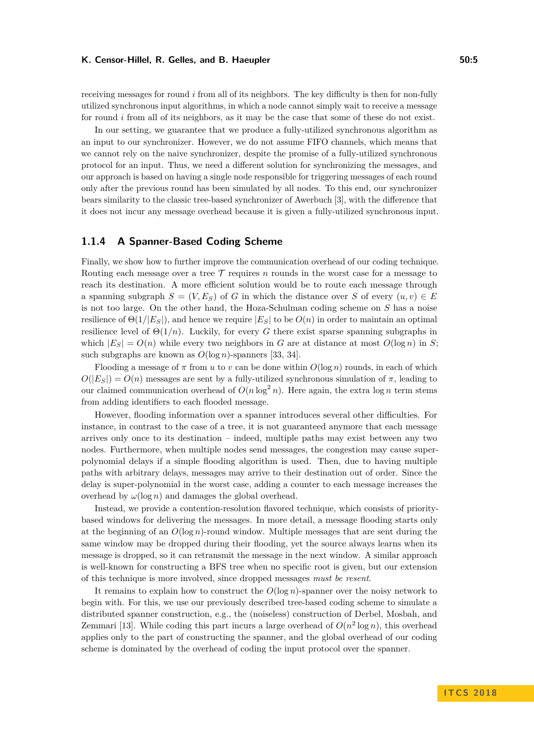receiving messages for round $i$ from all of its neighbors. The key difficulty is then for non-fully utilized synchronous input algorithms, in which a node cannot simply wait to receive a message for round $i$ from all of its neighbors, as it may be the case that some of these do not exist.

In our setting, we guarantee that we produce a fully-utilized synchronous algorithm as an input to our synchronizer. However, we do not assume FIFO channels, which means that we cannot rely on the naive synchronizer, despite the promise of a fully-utilized synchronous protocol for an input. Thus, we need a different solution for synchronizing the messages, and our approach is based on having a single node responsible for triggering messages of each round only after the previous round has been simulated by all nodes. To this end, our synchronizer bears similarity to the classic tree-based synchronizer of Awerbuch [3], with the difference that it does not incur any message overhead because it is given a fully-utilized synchronous input.

### 1.1.4 A Spanner-Based Coding Scheme

Finally, we show how to further improve the communication overhead of our coding technique. Routing each message over a tree $\mathcal{T}$ requires $n$ rounds in the worst case for a message to reach its destination. A more efficient solution would be to route each message through a spanning subgraph $S = (V, E_S)$ of $G$ in which the distance over $S$ of every $(u, v) \in E$ is not too large. On the other hand, the Hoza-Schulman coding scheme on $S$ has a noise resilience of $\Theta(1/|E_S|)$, and hence we require $|E_S|$ to be $O(n)$ in order to maintain an optimal resilience level of $\Theta(1/n)$. Luckily, for every $G$ there exist sparse spanning subgraphs in which $|E_S| = O(n)$ while every two neighbors in $G$ are at distance at most $O(\log n)$ in $S$; such subgraphs are known as $O(\log n)$-spanners [33, 34].

Flooding a message of $\pi$ from $u$ to $v$ can be done within $O(\log n)$ rounds, in each of which $O(|E_S|) = O(n)$ messages are sent by a fully-utilized synchronous simulation of $\pi$, leading to our claimed communication overhead of $O(n \log^2 n)$. Here again, the extra $\log n$ term stems from adding identifiers to each flooded message.

However, flooding information over a spanner introduces several other difficulties. For instance, in contrast to the case of a tree, it is not guaranteed anymore that each message arrives only once to its destination – indeed, multiple paths may exist between any two nodes. Furthermore, when multiple nodes send messages, the congestion may cause super-polynomial delays if a simple flooding algorithm is used. Then, due to having multiple paths with arbitrary delays, messages may arrive to their destination out of order. Since the delay is super-polynomial in the worst case, adding a counter to each message increases the overhead by $\omega(\log n)$ and damages the global overhead.

Instead, we provide a contention-resolution flavored technique, which consists of priority-based windows for delivering the messages. In more detail, a message flooding starts only at the beginning of an $O(\log n)$-round window. Multiple messages that are sent during the same window may be dropped during their flooding, yet the source always learns when its message is dropped, so it can retransmit the message in the next window. A similar approach is well-known for constructing a BFS tree when no specific root is given, but our extension of this technique is more involved, since dropped messages *must be resent*.

It remains to explain how to construct the $O(\log n)$-spanner over the noisy network to begin with. For this, we use our previously described tree-based coding scheme to simulate a distributed spanner construction, e.g., the (noiseless) construction of Derbel, Mosbah, and Zemmari [13]. While coding this part incurs a large overhead of $O(n^2 \log n)$, this overhead applies only to the part of constructing the spanner, and the global overhead of our coding scheme is dominated by the overhead of coding the input protocol over the spanner.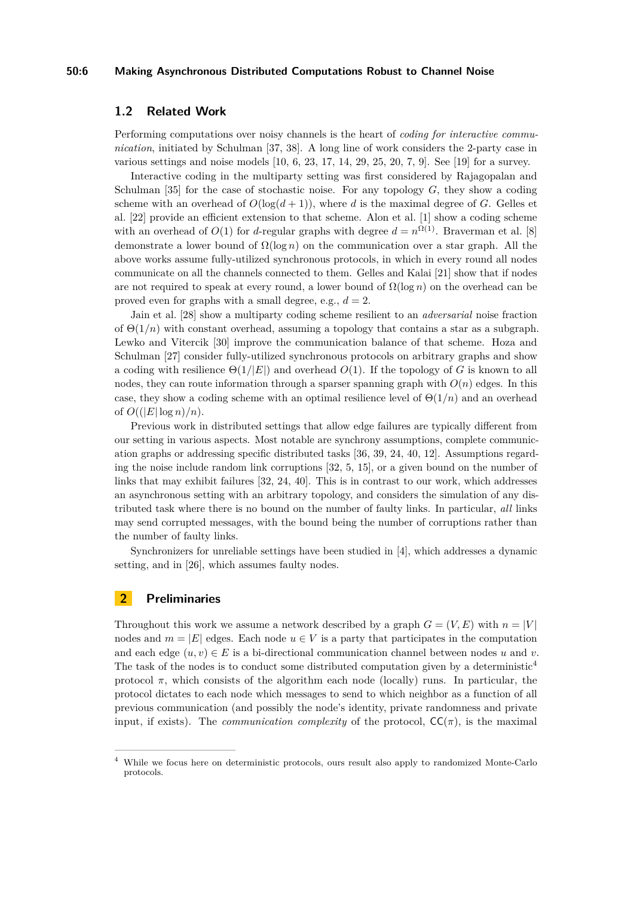## 1.2 Related Work

Performing computations over noisy channels is the heart of *coding for interactive communication*, initiated by Schulman [37, 38]. A long line of work considers the 2-party case in various settings and noise models [10, 6, 23, 17, 14, 29, 25, 20, 7, 9]. See [19] for a survey.

Interactive coding in the multiparty setting was first considered by Rajagopalan and Schulman [35] for the case of stochastic noise. For any topology $G$, they show a coding scheme with an overhead of $O(\log(d+1))$, where $d$ is the maximal degree of $G$. Gelles et al. [22] provide an efficient extension to that scheme. Alon et al. [1] show a coding scheme with an overhead of $O(1)$ for $d$-regular graphs with degree $d = n^{\Omega(1)}$. Braverman et al. [8] demonstrate a lower bound of $\Omega(\log n)$ on the communication over a star graph. All the above works assume fully-utilized synchronous protocols, in which in every round all nodes communicate on all the channels connected to them. Gelles and Kalai [21] show that if nodes are not required to speak at every round, a lower bound of $\Omega(\log n)$ on the overhead can be proved even for graphs with a small degree, e.g., $d = 2$.

Jain et al. [28] show a multiparty coding scheme resilient to an *adversarial* noise fraction of $\Theta(1/n)$ with constant overhead, assuming a topology that contains a star as a subgraph. Lewko and Vitercik [30] improve the communication balance of that scheme. Hoza and Schulman [27] consider fully-utilized synchronous protocols on arbitrary graphs and show a coding with resilience $\Theta(1/|E|)$ and overhead $O(1)$. If the topology of $G$ is known to all nodes, they can route information through a sparser spanning graph with $O(n)$ edges. In this case, they show a coding scheme with an optimal resilience level of $\Theta(1/n)$ and an overhead of $O((|E|\log n)/n)$.

Previous work in distributed settings that allow edge failures are typically different from our setting in various aspects. Most notable are synchrony assumptions, complete communication graphs or addressing specific distributed tasks [36, 39, 24, 40, 12]. Assumptions regarding the noise include random link corruptions [32, 5, 15], or a given bound on the number of links that may exhibit failures [32, 24, 40]. This is in contrast to our work, which addresses an asynchronous setting with an arbitrary topology, and considers the simulation of any distributed task where there is no bound on the number of faulty links. In particular, *all* links may send corrupted messages, with the bound being the number of corruptions rather than the number of faulty links.

Synchronizers for unreliable settings have been studied in [4], which addresses a dynamic setting, and in [26], which assumes faulty nodes.

# 2 Preliminaries

Throughout this work we assume a network described by a graph $G = (V, E)$ with $n = |V|$ nodes and $m = |E|$ edges. Each node $u \in V$ is a party that participates in the computation and each edge $(u, v) \in E$ is a bi-directional communication channel between nodes $u$ and $v$. The task of the nodes is to conduct some distributed computation given by a deterministic[4] protocol $\pi$, which consists of the algorithm each node (locally) runs. In particular, the protocol dictates to each node which messages to send to which neighbor as a function of all previous communication (and possibly the node's identity, private randomness and private input, if exists). The *communication complexity* of the protocol, $\mathsf{CC}(\pi)$, is the maximal

[4] While we focus here on deterministic protocols, ours result also apply to randomized Monte-Carlo protocols.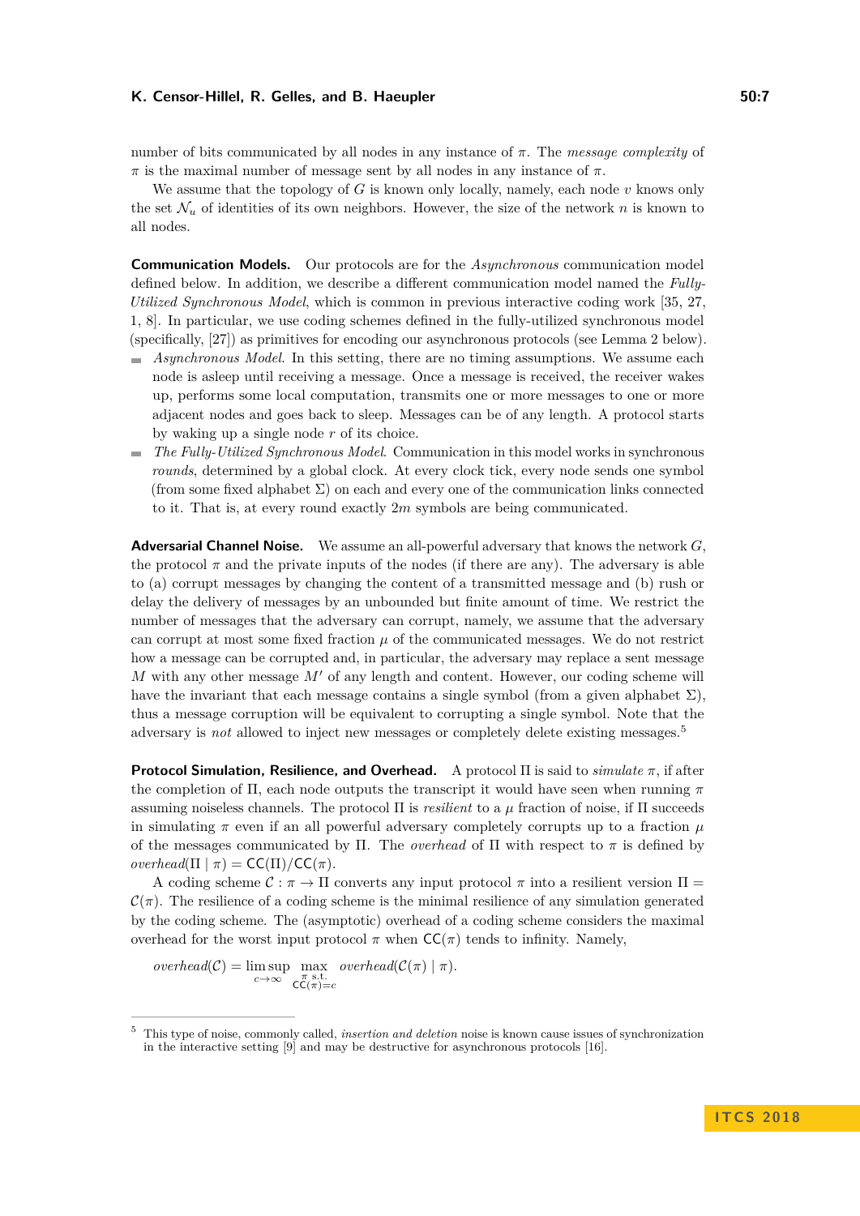number of bits communicated by all nodes in any instance of $\pi$. The *message complexity* of $\pi$ is the maximal number of message sent by all nodes in any instance of $\pi$.

We assume that the topology of $G$ is known only locally, namely, each node $v$ knows only the set $\mathcal{N}_u$ of identities of its own neighbors. However, the size of the network $n$ is known to all nodes.

**Communication Models.** Our protocols are for the *Asynchronous* communication model defined below. In addition, we describe a different communication model named the *Fully-Utilized Synchronous Model*, which is common in previous interactive coding work [35, 27, 1, 8]. In particular, we use coding schemes defined in the fully-utilized synchronous model (specifically, [27]) as primitives for encoding our asynchronous protocols (see Lemma 2 below).

- *Asynchronous Model.* In this setting, there are no timing assumptions. We assume each node is asleep until receiving a message. Once a message is received, the receiver wakes up, performs some local computation, transmits one or more messages to one or more adjacent nodes and goes back to sleep. Messages can be of any length. A protocol starts by waking up a single node $r$ of its choice.
- *The Fully-Utilized Synchronous Model.* Communication in this model works in synchronous *rounds*, determined by a global clock. At every clock tick, every node sends one symbol (from some fixed alphabet $\Sigma$) on each and every one of the communication links connected to it. That is, at every round exactly $2m$ symbols are being communicated.

**Adversarial Channel Noise.** We assume an all-powerful adversary that knows the network $G$, the protocol $\pi$ and the private inputs of the nodes (if there are any). The adversary is able to (a) corrupt messages by changing the content of a transmitted message and (b) rush or delay the delivery of messages by an unbounded but finite amount of time. We restrict the number of messages that the adversary can corrupt, namely, we assume that the adversary can corrupt at most some fixed fraction $\mu$ of the communicated messages. We do not restrict how a message can be corrupted and, in particular, the adversary may replace a sent message $M$ with any other message $M'$ of any length and content. However, our coding scheme will have the invariant that each message contains a single symbol (from a given alphabet $\Sigma$), thus a message corruption will be equivalent to corrupting a single symbol. Note that the adversary is *not* allowed to inject new messages or completely delete existing messages.[5]

**Protocol Simulation, Resilience, and Overhead.** A protocol $\Pi$ is said to *simulate* $\pi$, if after the completion of $\Pi$, each node outputs the transcript it would have seen when running $\pi$ assuming noiseless channels. The protocol $\Pi$ is *resilient* to a $\mu$ fraction of noise, if $\Pi$ succeeds in simulating $\pi$ even if an all powerful adversary completely corrupts up to a fraction $\mu$ of the messages communicated by $\Pi$. The *overhead* of $\Pi$ with respect to $\pi$ is defined by $\textit{overhead}(\Pi \mid \pi) = \mathsf{CC}(\Pi)/\mathsf{CC}(\pi)$.

A coding scheme $\mathcal{C} : \pi \to \Pi$ converts any input protocol $\pi$ into a resilient version $\Pi = \mathcal{C}(\pi)$. The resilience of a coding scheme is the minimal resilience of any simulation generated by the coding scheme. The (asymptotic) overhead of a coding scheme considers the maximal overhead for the worst input protocol $\pi$ when $\mathsf{CC}(\pi)$ tends to infinity. Namely,

$$\textit{overhead}(\mathcal{C}) = \limsup_{c\to\infty} \max_{\substack{\pi \text{ s.t.} \\ \mathsf{CC}(\pi)=c}} \textit{overhead}(\mathcal{C}(\pi) \mid \pi).$$

---

[5] This type of noise, commonly called, *insertion and deletion* noise is known cause issues of synchronization in the interactive setting [9] and may be destructive for asynchronous protocols [16].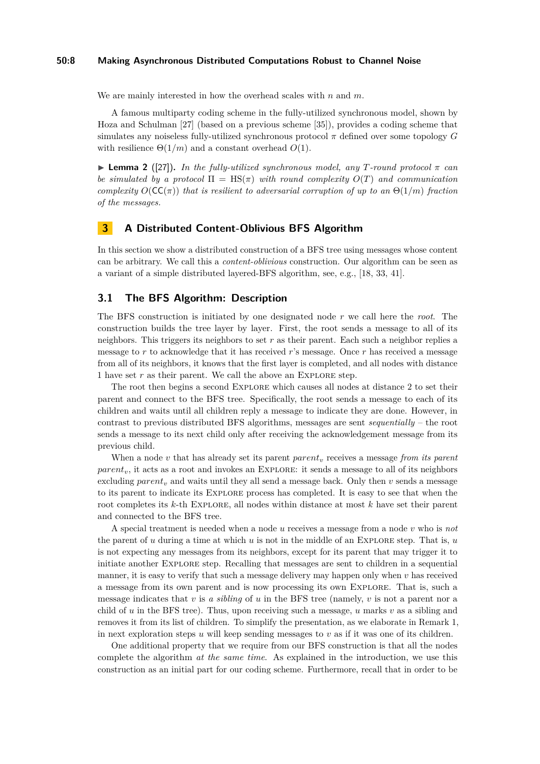We are mainly interested in how the overhead scales with $n$ and $m$.

A famous multiparty coding scheme in the fully-utilized synchronous model, shown by Hoza and Schulman [27] (based on a previous scheme [35]), provides a coding scheme that simulates any noiseless fully-utilized synchronous protocol $\pi$ defined over some topology $G$ with resilience $\Theta(1/m)$ and a constant overhead $O(1)$.

▶ **Lemma 2** ([27]). *In the fully-utilized synchronous model, any $T$-round protocol $\pi$ can be simulated by a protocol $\Pi = \mathrm{HS}(\pi)$ with round complexity $O(T)$ and communication complexity $O(\mathsf{CC}(\pi))$ that is resilient to adversarial corruption of up to an $\Theta(1/m)$ fraction of the messages.*

## 3 A Distributed Content-Oblivious BFS Algorithm

In this section we show a distributed construction of a BFS tree using messages whose content can be arbitrary. We call this a *content-oblivious* construction. Our algorithm can be seen as a variant of a simple distributed layered-BFS algorithm, see, e.g., [18, 33, 41].

### 3.1 The BFS Algorithm: Description

The BFS construction is initiated by one designated node $r$ we call here the *root*. The construction builds the tree layer by layer. First, the root sends a message to all of its neighbors. This triggers its neighbors to set $r$ as their parent. Each such a neighbor replies a message to $r$ to acknowledge that it has received $r$'s message. Once $r$ has received a message from all of its neighbors, it knows that the first layer is completed, and all nodes with distance 1 have set $r$ as their parent. We call the above an Explore step.

The root then begins a second Explore which causes all nodes at distance 2 to set their parent and connect to the BFS tree. Specifically, the root sends a message to each of its children and waits until all children reply a message to indicate they are done. However, in contrast to previous distributed BFS algorithms, messages are sent *sequentially* – the root sends a message to its next child only after receiving the acknowledgement message from its previous child.

When a node $v$ that has already set its parent $parent_v$ receives a message *from its parent* $parent_v$, it acts as a root and invokes an Explore: it sends a message to all of its neighbors excluding $parent_v$ and waits until they all send a message back. Only then $v$ sends a message to its parent to indicate its Explore process has completed. It is easy to see that when the root completes its $k$-th Explore, all nodes within distance at most $k$ have set their parent and connected to the BFS tree.

A special treatment is needed when a node $u$ receives a message from a node $v$ who is *not* the parent of $u$ during a time at which $u$ is not in the middle of an Explore step. That is, $u$ is not expecting any messages from its neighbors, except for its parent that may trigger it to initiate another Explore step. Recalling that messages are sent to children in a sequential manner, it is easy to verify that such a message delivery may happen only when $v$ has received a message from its own parent and is now processing its own Explore. That is, such a message indicates that $v$ is *a sibling* of $u$ in the BFS tree (namely, $v$ is not a parent nor a child of $u$ in the BFS tree). Thus, upon receiving such a message, $u$ marks $v$ as a sibling and removes it from its list of children. To simplify the presentation, as we elaborate in Remark 1, in next exploration steps $u$ will keep sending messages to $v$ as if it was one of its children.

One additional property that we require from our BFS construction is that all the nodes complete the algorithm *at the same time*. As explained in the introduction, we use this construction as an initial part for our coding scheme. Furthermore, recall that in order to be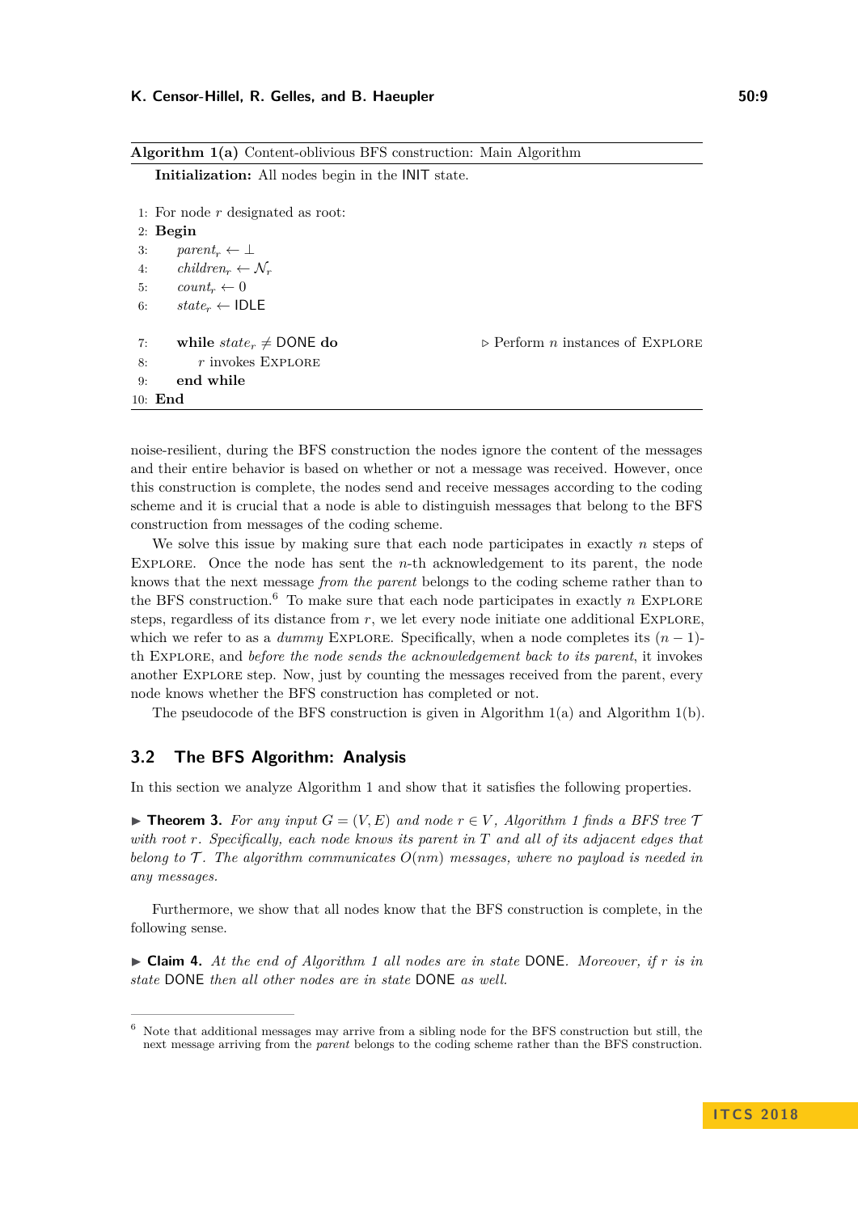**Algorithm 1(a)** Content-oblivious BFS construction: Main Algorithm

```
    Initialization: All nodes begin in the INIT state.

 1: For node r designated as root:
 2: Begin
 3:     parent_r ← ⊥
 4:     children_r ← N_r
 5:     count_r ← 0
 6:     state_r ← IDLE

 7:     while state_r ≠ DONE do                ▷ Perform n instances of EXPLORE
 8:         r invokes EXPLORE
 9:     end while
10: End
```

noise-resilient, during the BFS construction the nodes ignore the content of the messages and their entire behavior is based on whether or not a message was received. However, once this construction is complete, the nodes send and receive messages according to the coding scheme and it is crucial that a node is able to distinguish messages that belong to the BFS construction from messages of the coding scheme.

We solve this issue by making sure that each node participates in exactly $n$ steps of Explore. Once the node has sent the $n$-th acknowledgement to its parent, the node knows that the next message *from the parent* belongs to the coding scheme rather than to the BFS construction.[6] To make sure that each node participates in exactly $n$ Explore steps, regardless of its distance from $r$, we let every node initiate one additional Explore, which we refer to as a *dummy* Explore. Specifically, when a node completes its $(n-1)$-th Explore, and *before the node sends the acknowledgement back to its parent*, it invokes another Explore step. Now, just by counting the messages received from the parent, every node knows whether the BFS construction has completed or not.

The pseudocode of the BFS construction is given in Algorithm 1(a) and Algorithm 1(b).

## 3.2 The BFS Algorithm: Analysis

In this section we analyze Algorithm 1 and show that it satisfies the following properties.

▶ **Theorem 3.** *For any input $G = (V, E)$ and node $r \in V$, Algorithm 1 finds a BFS tree $\mathcal{T}$ with root $r$. Specifically, each node knows its parent in $T$ and all of its adjacent edges that belong to $\mathcal{T}$. The algorithm communicates $O(nm)$ messages, where no payload is needed in any messages.*

Furthermore, we show that all nodes know that the BFS construction is complete, in the following sense.

▶ **Claim 4.** *At the end of Algorithm 1 all nodes are in state* DONE*. Moreover, if $r$ is in state* DONE *then all other nodes are in state* DONE *as well.*

[6] Note that additional messages may arrive from a sibling node for the BFS construction but still, the next message arriving from the *parent* belongs to the coding scheme rather than the BFS construction.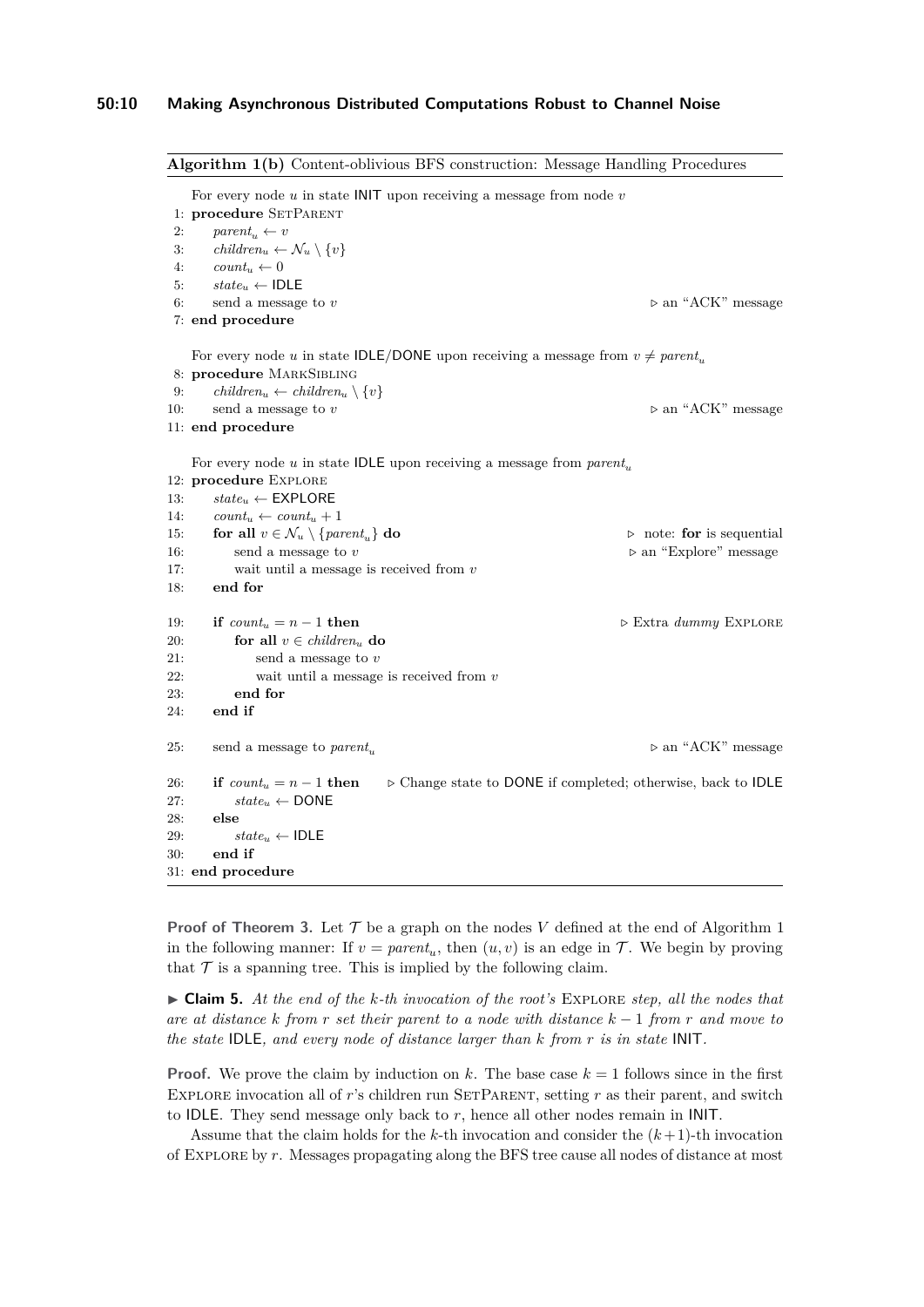**Algorithm 1(b)** Content-oblivious BFS construction: Message Handling Procedures

```
    For every node u in state INIT upon receiving a message from node v
 1: procedure SetParent
 2:     parent_u ← v
 3:     children_u ← N_u \ {v}
 4:     count_u ← 0
 5:     state_u ← IDLE
 6:     send a message to v                                         ▷ an "ACK" message
 7: end procedure

    For every node u in state IDLE/DONE upon receiving a message from v ≠ parent_u
 8: procedure MarkSibling
 9:     children_u ← children_u \ {v}
10:     send a message to v                                         ▷ an "ACK" message
11: end procedure

    For every node u in state IDLE upon receiving a message from parent_u
12: procedure Explore
13:     state_u ← EXPLORE
14:     count_u ← count_u + 1
15:     for all v ∈ N_u \ {parent_u} do                             ▷ note: for is sequential
16:         send a message to v                                     ▷ an "Explore" message
17:         wait until a message is received from v
18:     end for

19:     if count_u = n − 1 then                                     ▷ Extra dummy Explore
20:         for all v ∈ children_u do
21:             send a message to v
22:             wait until a message is received from v
23:         end for
24:     end if

25:     send a message to parent_u                                  ▷ an "ACK" message

26:     if count_u = n − 1 then     ▷ Change state to DONE if completed; otherwise, back to IDLE
27:         state_u ← DONE
28:     else
29:         state_u ← IDLE
30:     end if
31: end procedure
```

**Proof of Theorem 3.** Let $\mathcal{T}$ be a graph on the nodes $V$ defined at the end of Algorithm 1 in the following manner: If $v = parent_u$, then $(u, v)$ is an edge in $\mathcal{T}$. We begin by proving that $\mathcal{T}$ is a spanning tree. This is implied by the following claim.

▶ **Claim 5.** *At the end of the $k$-th invocation of the root's* Explore *step, all the nodes that are at distance $k$ from $r$ set their parent to a node with distance $k-1$ from $r$ and move to the state* IDLE*, and every node of distance larger than $k$ from $r$ is in state* INIT*.*

**Proof.** We prove the claim by induction on $k$. The base case $k = 1$ follows since in the first Explore invocation all of $r$'s children run SetParent, setting $r$ as their parent, and switch to IDLE. They send message only back to $r$, hence all other nodes remain in INIT.

Assume that the claim holds for the $k$-th invocation and consider the $(k+1)$-th invocation of Explore by $r$. Messages propagating along the BFS tree cause all nodes of distance at most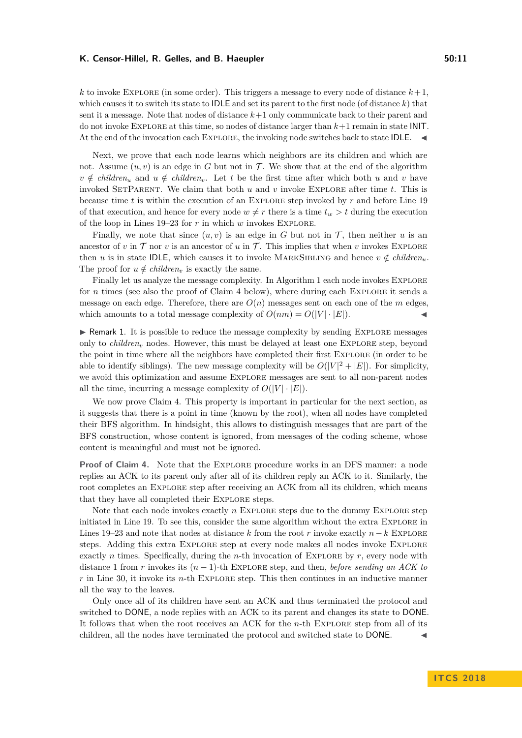$k$ to invoke EXPLORE (in some order). This triggers a message to every node of distance $k+1$, which causes it to switch its state to IDLE and set its parent to the first node (of distance $k$) that sent it a message. Note that nodes of distance $k+1$ only communicate back to their parent and do not invoke EXPLORE at this time, so nodes of distance larger than $k+1$ remain in state INIT. At the end of the invocation each EXPLORE, the invoking node switches back to state IDLE. ◀

Next, we prove that each node learns which neighbors are its children and which are not. Assume $(u, v)$ is an edge in $G$ but not in $\mathcal{T}$. We show that at the end of the algorithm $v \notin children_u$ and $u \notin children_v$. Let $t$ be the first time after which both $u$ and $v$ have invoked SETPARENT. We claim that both $u$ and $v$ invoke EXPLORE after time $t$. This is because time $t$ is within the execution of an EXPLORE step invoked by $r$ and before Line 19 of that execution, and hence for every node $w \neq r$ there is a time $t_w > t$ during the execution of the loop in Lines 19–23 for $r$ in which $w$ invokes EXPLORE.

Finally, we note that since $(u, v)$ is an edge in $G$ but not in $\mathcal{T}$, then neither $u$ is an ancestor of $v$ in $\mathcal{T}$ nor $v$ is an ancestor of $u$ in $\mathcal{T}$. This implies that when $v$ invokes EXPLORE then $u$ is in state IDLE, which causes it to invoke MARKSIBLING and hence $v \notin children_u$. The proof for $u \notin children_v$ is exactly the same.

Finally let us analyze the message complexity. In Algorithm 1 each node invokes EXPLORE for $n$ times (see also the proof of Claim 4 below), where during each EXPLORE it sends a message on each edge. Therefore, there are $O(n)$ messages sent on each one of the $m$ edges, which amounts to a total message complexity of $O(nm) = O(|V| \cdot |E|)$. ◀

▶ Remark 1. It is possible to reduce the message complexity by sending EXPLORE messages only to $children_v$ nodes. However, this must be delayed at least one EXPLORE step, beyond the point in time where all the neighbors have completed their first EXPLORE (in order to be able to identify siblings). The new message complexity will be $O(|V|^2 + |E|)$. For simplicity, we avoid this optimization and assume EXPLORE messages are sent to all non-parent nodes all the time, incurring a message complexity of $O(|V| \cdot |E|)$.

We now prove Claim 4. This property is important in particular for the next section, as it suggests that there is a point in time (known by the root), when all nodes have completed their BFS algorithm. In hindsight, this allows to distinguish messages that are part of the BFS construction, whose content is ignored, from messages of the coding scheme, whose content is meaningful and must not be ignored.

**Proof of Claim 4.** Note that the EXPLORE procedure works in an DFS manner: a node replies an ACK to its parent only after all of its children reply an ACK to it. Similarly, the root completes an EXPLORE step after receiving an ACK from all its children, which means that they have all completed their EXPLORE steps.

Note that each node invokes exactly $n$ EXPLORE steps due to the dummy EXPLORE step initiated in Line 19. To see this, consider the same algorithm without the extra EXPLORE in Lines 19–23 and note that nodes at distance $k$ from the root $r$ invoke exactly $n-k$ EXPLORE steps. Adding this extra EXPLORE step at every node makes all nodes invoke EXPLORE exactly $n$ times. Specifically, during the $n$-th invocation of EXPLORE by $r$, every node with distance 1 from $r$ invokes its $(n-1)$-th EXPLORE step, and then, *before sending an ACK to $r$* in Line 30, it invoke its $n$-th EXPLORE step. This then continues in an inductive manner all the way to the leaves.

Only once all of its children have sent an ACK and thus terminated the protocol and switched to DONE, a node replies with an ACK to its parent and changes its state to DONE. It follows that when the root receives an ACK for the $n$-th EXPLORE step from all of its children, all the nodes have terminated the protocol and switched state to DONE. ◀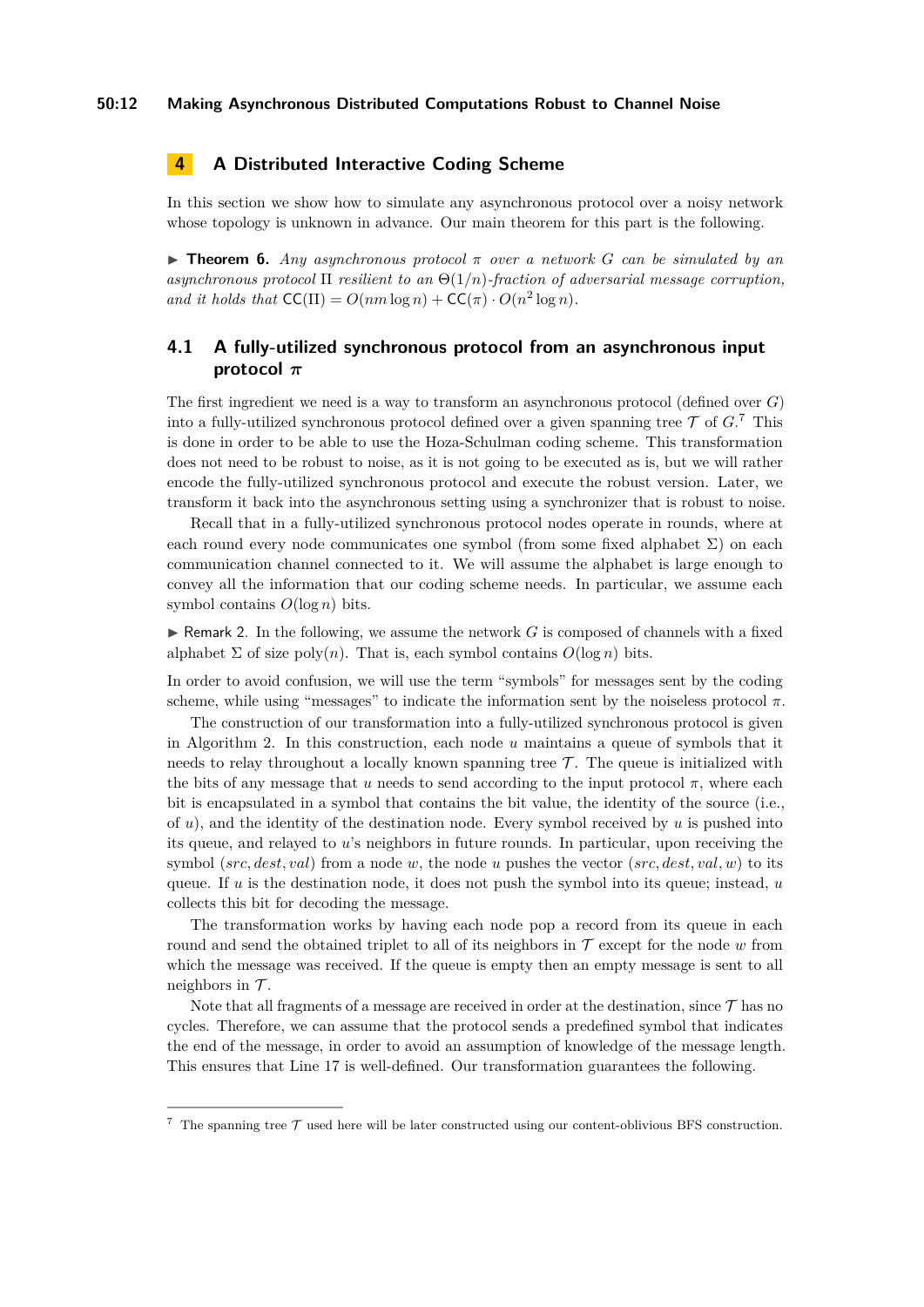## 4 A Distributed Interactive Coding Scheme

In this section we show how to simulate any asynchronous protocol over a noisy network whose topology is unknown in advance. Our main theorem for this part is the following.

▶ **Theorem 6.** *Any asynchronous protocol $\pi$ over a network $G$ can be simulated by an asynchronous protocol $\Pi$ resilient to an $\Theta(1/n)$-fraction of adversarial message corruption, and it holds that $\mathsf{CC}(\Pi) = O(nm \log n) + \mathsf{CC}(\pi) \cdot O(n^2 \log n)$.*

### 4.1 A fully-utilized synchronous protocol from an asynchronous input protocol $\pi$

The first ingredient we need is a way to transform an asynchronous protocol (defined over $G$) into a fully-utilized synchronous protocol defined over a given spanning tree $\mathcal{T}$ of $G$.[7] This is done in order to be able to use the Hoza-Schulman coding scheme. This transformation does not need to be robust to noise, as it is not going to be executed as is, but we will rather encode the fully-utilized synchronous protocol and execute the robust version. Later, we transform it back into the asynchronous setting using a synchronizer that is robust to noise.

Recall that in a fully-utilized synchronous protocol nodes operate in rounds, where at each round every node communicates one symbol (from some fixed alphabet $\Sigma$) on each communication channel connected to it. We will assume the alphabet is large enough to convey all the information that our coding scheme needs. In particular, we assume each symbol contains $O(\log n)$ bits.

▶ Remark 2. In the following, we assume the network $G$ is composed of channels with a fixed alphabet $\Sigma$ of size $\text{poly}(n)$. That is, each symbol contains $O(\log n)$ bits.

In order to avoid confusion, we will use the term "symbols" for messages sent by the coding scheme, while using "messages" to indicate the information sent by the noiseless protocol $\pi$.

The construction of our transformation into a fully-utilized synchronous protocol is given in Algorithm 2. In this construction, each node $u$ maintains a queue of symbols that it needs to relay throughout a locally known spanning tree $\mathcal{T}$. The queue is initialized with the bits of any message that $u$ needs to send according to the input protocol $\pi$, where each bit is encapsulated in a symbol that contains the bit value, the identity of the source (i.e., of $u$), and the identity of the destination node. Every symbol received by $u$ is pushed into its queue, and relayed to $u$'s neighbors in future rounds. In particular, upon receiving the symbol $(src, dest, val)$ from a node $w$, the node $u$ pushes the vector $(src, dest, val, w)$ to its queue. If $u$ is the destination node, it does not push the symbol into its queue; instead, $u$ collects this bit for decoding the message.

The transformation works by having each node pop a record from its queue in each round and send the obtained triplet to all of its neighbors in $\mathcal{T}$ except for the node $w$ from which the message was received. If the queue is empty then an empty message is sent to all neighbors in $\mathcal{T}$.

Note that all fragments of a message are received in order at the destination, since $\mathcal{T}$ has no cycles. Therefore, we can assume that the protocol sends a predefined symbol that indicates the end of the message, in order to avoid an assumption of knowledge of the message length. This ensures that Line 17 is well-defined. Our transformation guarantees the following.

---

[7] The spanning tree $\mathcal{T}$ used here will be later constructed using our content-oblivious BFS construction.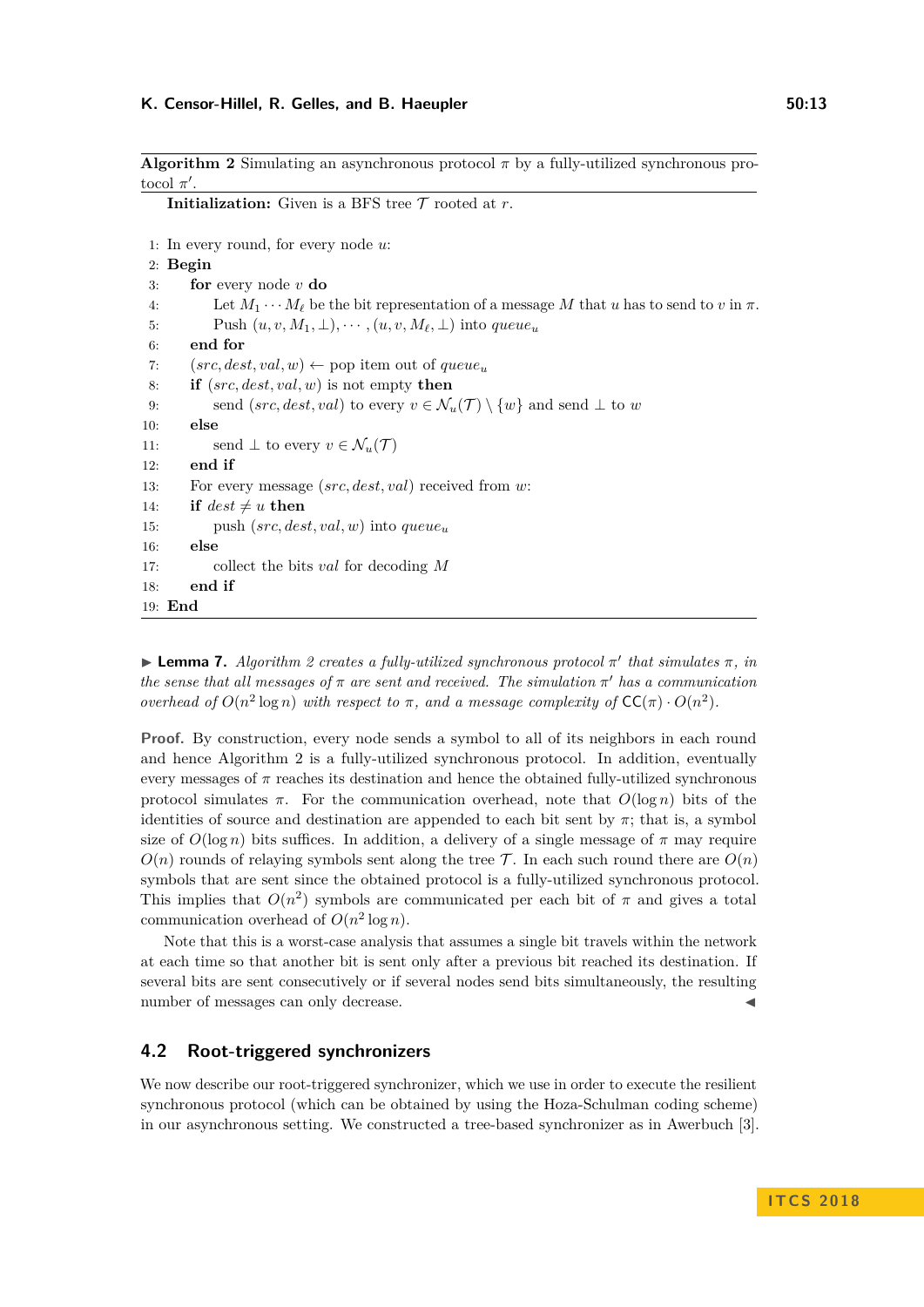**Algorithm 2** Simulating an asynchronous protocol $\pi$ by a fully-utilized synchronous protocol $\pi'$.

**Initialization:** Given is a BFS tree $\mathcal{T}$ rooted at $r$.

```
1:  In every round, for every node u:
2:  Begin
3:      for every node v do
4:          Let M_1 ··· M_ℓ be the bit representation of a message M that u has to send to v in π.
5:          Push (u, v, M_1, ⊥), ··· , (u, v, M_ℓ, ⊥) into queue_u
6:      end for
7:      (src, dest, val, w) ← pop item out of queue_u
8:      if (src, dest, val, w) is not empty then
9:          send (src, dest, val) to every v ∈ N_u(T) \ {w} and send ⊥ to w
10:     else
11:         send ⊥ to every v ∈ N_u(T)
12:     end if
13:     For every message (src, dest, val) received from w:
14:     if dest ≠ u then
15:         push (src, dest, val, w) into queue_u
16:     else
17:         collect the bits val for decoding M
18:     end if
19: End
```

▶ **Lemma 7.** *Algorithm 2 creates a fully-utilized synchronous protocol $\pi'$ that simulates $\pi$, in the sense that all messages of $\pi$ are sent and received. The simulation $\pi'$ has a communication overhead of $O(n^2 \log n)$ with respect to $\pi$, and a message complexity of $\mathsf{CC}(\pi) \cdot O(n^2)$.*

**Proof.** By construction, every node sends a symbol to all of its neighbors in each round and hence Algorithm 2 is a fully-utilized synchronous protocol. In addition, eventually every messages of $\pi$ reaches its destination and hence the obtained fully-utilized synchronous protocol simulates $\pi$. For the communication overhead, note that $O(\log n)$ bits of the identities of source and destination are appended to each bit sent by $\pi$; that is, a symbol size of $O(\log n)$ bits suffices. In addition, a delivery of a single message of $\pi$ may require $O(n)$ rounds of relaying symbols sent along the tree $\mathcal{T}$. In each such round there are $O(n)$ symbols that are sent since the obtained protocol is a fully-utilized synchronous protocol. This implies that $O(n^2)$ symbols are communicated per each bit of $\pi$ and gives a total communication overhead of $O(n^2 \log n)$.

Note that this is a worst-case analysis that assumes a single bit travels within the network at each time so that another bit is sent only after a previous bit reached its destination. If several bits are sent consecutively or if several nodes send bits simultaneously, the resulting number of messages can only decrease. ◀

## 4.2 Root-triggered synchronizers

We now describe our root-triggered synchronizer, which we use in order to execute the resilient synchronous protocol (which can be obtained by using the Hoza-Schulman coding scheme) in our asynchronous setting. We constructed a tree-based synchronizer as in Awerbuch [3].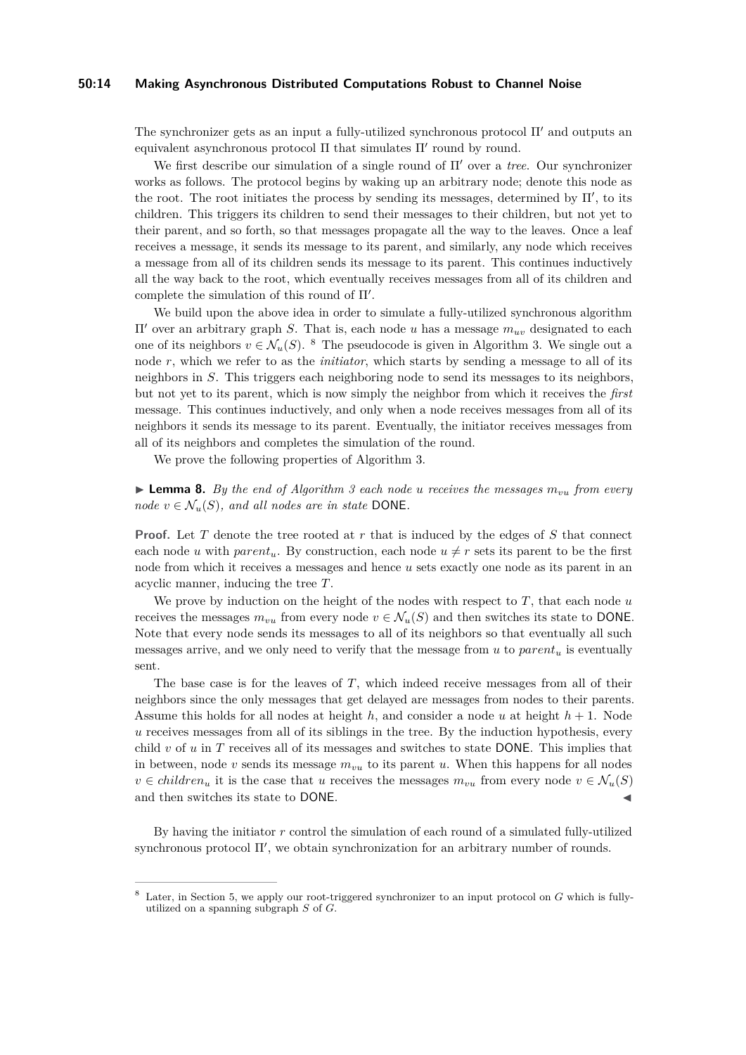The synchronizer gets as an input a fully-utilized synchronous protocol $\Pi'$ and outputs an equivalent asynchronous protocol $\Pi$ that simulates $\Pi'$ round by round.

We first describe our simulation of a single round of $\Pi'$ over a *tree*. Our synchronizer works as follows. The protocol begins by waking up an arbitrary node; denote this node as the root. The root initiates the process by sending its messages, determined by $\Pi'$, to its children. This triggers its children to send their messages to their children, but not yet to their parent, and so forth, so that messages propagate all the way to the leaves. Once a leaf receives a message, it sends its message to its parent, and similarly, any node which receives a message from all of its children sends its message to its parent. This continues inductively all the way back to the root, which eventually receives messages from all of its children and complete the simulation of this round of $\Pi'$.

We build upon the above idea in order to simulate a fully-utilized synchronous algorithm $\Pi'$ over an arbitrary graph $S$. That is, each node $u$ has a message $m_{uv}$ designated to each one of its neighbors $v \in \mathcal{N}_u(S)$. [8] The pseudocode is given in Algorithm 3. We single out a node $r$, which we refer to as the *initiator*, which starts by sending a message to all of its neighbors in $S$. This triggers each neighboring node to send its messages to its neighbors, but not yet to its parent, which is now simply the neighbor from which it receives the *first* message. This continues inductively, and only when a node receives messages from all of its neighbors it sends its message to its parent. Eventually, the initiator receives messages from all of its neighbors and completes the simulation of the round.

We prove the following properties of Algorithm 3.

▶ **Lemma 8.** *By the end of Algorithm 3 each node $u$ receives the messages $m_{vu}$ from every node $v \in \mathcal{N}_u(S)$, and all nodes are in state* DONE.

**Proof.** Let $T$ denote the tree rooted at $r$ that is induced by the edges of $S$ that connect each node $u$ with $parent_u$. By construction, each node $u \neq r$ sets its parent to be the first node from which it receives a messages and hence $u$ sets exactly one node as its parent in an acyclic manner, inducing the tree $T$.

We prove by induction on the height of the nodes with respect to $T$, that each node $u$ receives the messages $m_{vu}$ from every node $v \in \mathcal{N}_u(S)$ and then switches its state to DONE. Note that every node sends its messages to all of its neighbors so that eventually all such messages arrive, and we only need to verify that the message from $u$ to $parent_u$ is eventually sent.

The base case is for the leaves of $T$, which indeed receive messages from all of their neighbors since the only messages that get delayed are messages from nodes to their parents. Assume this holds for all nodes at height $h$, and consider a node $u$ at height $h+1$. Node $u$ receives messages from all of its siblings in the tree. By the induction hypothesis, every child $v$ of $u$ in $T$ receives all of its messages and switches to state DONE. This implies that in between, node $v$ sends its message $m_{vu}$ to its parent $u$. When this happens for all nodes $v \in children_u$ it is the case that $u$ receives the messages $m_{vu}$ from every node $v \in \mathcal{N}_u(S)$ and then switches its state to DONE. ◀

By having the initiator $r$ control the simulation of each round of a simulated fully-utilized synchronous protocol $\Pi'$, we obtain synchronization for an arbitrary number of rounds.

---

[8] Later, in Section 5, we apply our root-triggered synchronizer to an input protocol on $G$ which is fully-utilized on a spanning subgraph $S$ of $G$.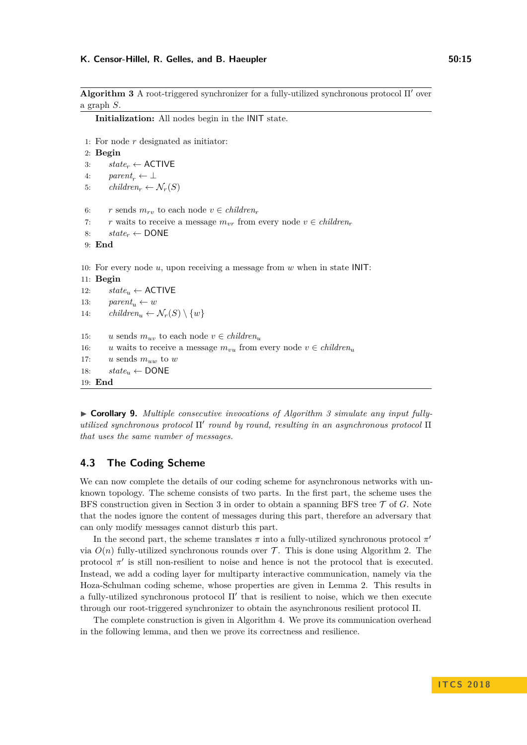**Algorithm 3** A root-triggered synchronizer for a fully-utilized synchronous protocol $\Pi'$ over a graph $S$.

**Initialization:** All nodes begin in the INIT state.

```
1: For node r designated as initiator:
2: Begin
3:     state_r ← ACTIVE
4:     parent_r ← ⊥
5:     children_r ← N_r(S)

6:     r sends m_rv to each node v ∈ children_r
7:     r waits to receive a message m_vr from every node v ∈ children_r
8:     state_r ← DONE
9: End

10: For every node u, upon receiving a message from w when in state INIT:
11: Begin
12:     state_u ← ACTIVE
13:     parent_u ← w
14:     children_u ← N_r(S) \ {w}

15:     u sends m_uv to each node v ∈ children_u
16:     u waits to receive a message m_vu from every node v ∈ children_u
17:     u sends m_uw to w
18:     state_u ← DONE
19: End
```

▶ **Corollary 9.** *Multiple consecutive invocations of Algorithm 3 simulate any input fully-utilized synchronous protocol $\Pi'$ round by round, resulting in an asynchronous protocol $\Pi$ that uses the same number of messages.*

## 4.3 The Coding Scheme

We can now complete the details of our coding scheme for asynchronous networks with unknown topology. The scheme consists of two parts. In the first part, the scheme uses the BFS construction given in Section 3 in order to obtain a spanning BFS tree $\mathcal{T}$ of $G$. Note that the nodes ignore the content of messages during this part, therefore an adversary that can only modify messages cannot disturb this part.

In the second part, the scheme translates $\pi$ into a fully-utilized synchronous protocol $\pi'$ via $O(n)$ fully-utilized synchronous rounds over $\mathcal{T}$. This is done using Algorithm 2. The protocol $\pi'$ is still non-resilient to noise and hence is not the protocol that is executed. Instead, we add a coding layer for multiparty interactive communication, namely via the Hoza-Schulman coding scheme, whose properties are given in Lemma 2. This results in a fully-utilized synchronous protocol $\Pi'$ that is resilient to noise, which we then execute through our root-triggered synchronizer to obtain the asynchronous resilient protocol $\Pi$.

The complete construction is given in Algorithm 4. We prove its communication overhead in the following lemma, and then we prove its correctness and resilience.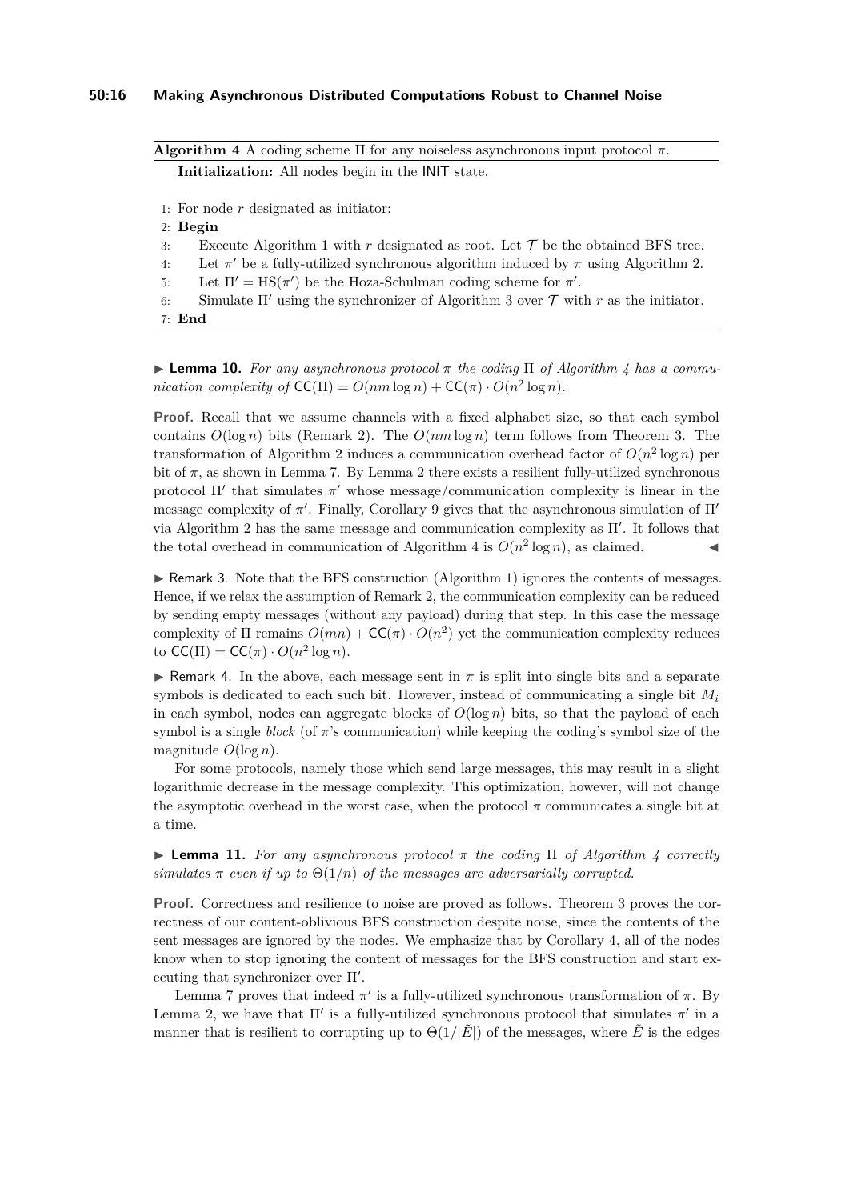**Algorithm 4** A coding scheme $\Pi$ for any noiseless asynchronous input protocol $\pi$.

**Initialization:** All nodes begin in the INIT state.

```
1: For node r designated as initiator:
2: Begin
3:     Execute Algorithm 1 with r designated as root. Let T be the obtained BFS tree.
4:     Let π′ be a fully-utilized synchronous algorithm induced by π using Algorithm 2.
5:     Let Π′ = HS(π′) be the Hoza-Schulman coding scheme for π′.
6:     Simulate Π′ using the synchronizer of Algorithm 3 over T with r as the initiator.
7: End
```

▶ **Lemma 10.** *For any asynchronous protocol $\pi$ the coding $\Pi$ of Algorithm 4 has a communication complexity of $\mathsf{CC}(\Pi) = O(nm \log n) + \mathsf{CC}(\pi) \cdot O(n^2 \log n)$.*

**Proof.** Recall that we assume channels with a fixed alphabet size, so that each symbol contains $O(\log n)$ bits (Remark 2). The $O(nm \log n)$ term follows from Theorem 3. The transformation of Algorithm 2 induces a communication overhead factor of $O(n^2 \log n)$ per bit of $\pi$, as shown in Lemma 7. By Lemma 2 there exists a resilient fully-utilized synchronous protocol $\Pi'$ that simulates $\pi'$ whose message/communication complexity is linear in the message complexity of $\pi'$. Finally, Corollary 9 gives that the asynchronous simulation of $\Pi'$ via Algorithm 2 has the same message and communication complexity as $\Pi'$. It follows that the total overhead in communication of Algorithm 4 is $O(n^2 \log n)$, as claimed. ◀

▶ Remark 3. Note that the BFS construction (Algorithm 1) ignores the contents of messages. Hence, if we relax the assumption of Remark 2, the communication complexity can be reduced by sending empty messages (without any payload) during that step. In this case the message complexity of $\Pi$ remains $O(mn) + \mathsf{CC}(\pi) \cdot O(n^2)$ yet the communication complexity reduces to $\mathsf{CC}(\Pi) = \mathsf{CC}(\pi) \cdot O(n^2 \log n)$.

▶ Remark 4. In the above, each message sent in $\pi$ is split into single bits and a separate symbols is dedicated to each such bit. However, instead of communicating a single bit $M_i$ in each symbol, nodes can aggregate blocks of $O(\log n)$ bits, so that the payload of each symbol is a single *block* (of $\pi$'s communication) while keeping the coding's symbol size of the magnitude $O(\log n)$.

For some protocols, namely those which send large messages, this may result in a slight logarithmic decrease in the message complexity. This optimization, however, will not change the asymptotic overhead in the worst case, when the protocol $\pi$ communicates a single bit at a time.

▶ **Lemma 11.** *For any asynchronous protocol $\pi$ the coding $\Pi$ of Algorithm 4 correctly simulates $\pi$ even if up to $\Theta(1/n)$ of the messages are adversarially corrupted.*

**Proof.** Correctness and resilience to noise are proved as follows. Theorem 3 proves the correctness of our content-oblivious BFS construction despite noise, since the contents of the sent messages are ignored by the nodes. We emphasize that by Corollary 4, all of the nodes know when to stop ignoring the content of messages for the BFS construction and start executing that synchronizer over $\Pi'$.

Lemma 7 proves that indeed $\pi'$ is a fully-utilized synchronous transformation of $\pi$. By Lemma 2, we have that $\Pi'$ is a fully-utilized synchronous protocol that simulates $\pi'$ in a manner that is resilient to corrupting up to $\Theta(1/|\tilde{E}|)$ of the messages, where $\tilde{E}$ is the edges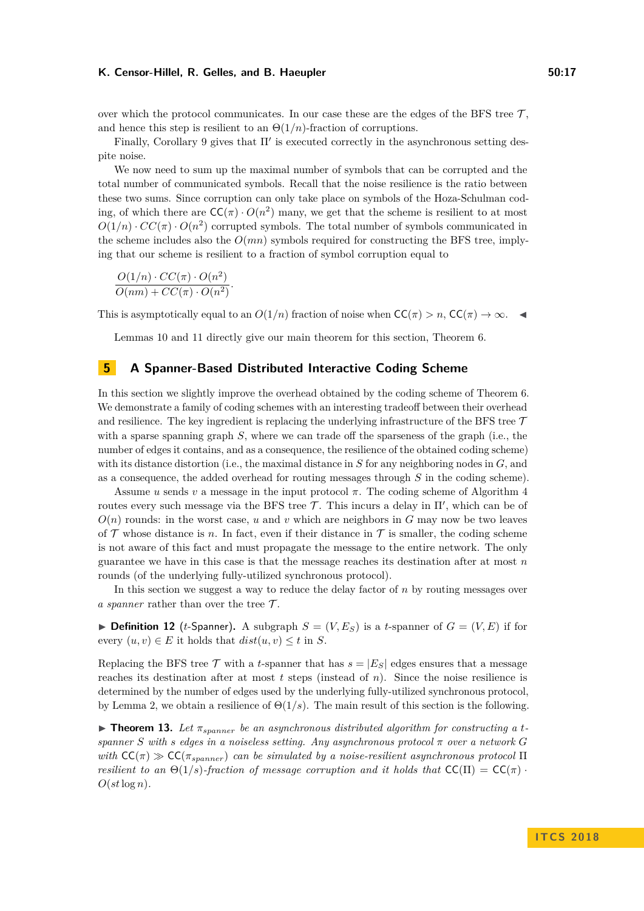over which the protocol communicates. In our case these are the edges of the BFS tree $\mathcal{T}$, and hence this step is resilient to an $\Theta(1/n)$-fraction of corruptions.

Finally, Corollary 9 gives that $\Pi'$ is executed correctly in the asynchronous setting despite noise.

We now need to sum up the maximal number of symbols that can be corrupted and the total number of communicated symbols. Recall that the noise resilience is the ratio between these two sums. Since corruption can only take place on symbols of the Hoza-Schulman coding, of which there are $\mathsf{CC}(\pi) \cdot O(n^2)$ many, we get that the scheme is resilient to at most $O(1/n) \cdot CC(\pi) \cdot O(n^2)$ corrupted symbols. The total number of symbols communicated in the scheme includes also the $O(mn)$ symbols required for constructing the BFS tree, implying that our scheme is resilient to a fraction of symbol corruption equal to

$$\frac{O(1/n) \cdot CC(\pi) \cdot O(n^2)}{O(nm) + CC(\pi) \cdot O(n^2)}.$$

This is asymptotically equal to an $O(1/n)$ fraction of noise when $\mathsf{CC}(\pi) > n$, $\mathsf{CC}(\pi) \to \infty$. ◀

Lemmas 10 and 11 directly give our main theorem for this section, Theorem 6.

## 5 A Spanner-Based Distributed Interactive Coding Scheme

In this section we slightly improve the overhead obtained by the coding scheme of Theorem 6. We demonstrate a family of coding schemes with an interesting tradeoff between their overhead and resilience. The key ingredient is replacing the underlying infrastructure of the BFS tree $\mathcal{T}$ with a sparse spanning graph $S$, where we can trade off the sparseness of the graph (i.e., the number of edges it contains, and as a consequence, the resilience of the obtained coding scheme) with its distance distortion (i.e., the maximal distance in $S$ for any neighboring nodes in $G$, and as a consequence, the added overhead for routing messages through $S$ in the coding scheme).

Assume $u$ sends $v$ a message in the input protocol $\pi$. The coding scheme of Algorithm 4 routes every such message via the BFS tree $\mathcal{T}$. This incurs a delay in $\Pi'$, which can be of $O(n)$ rounds: in the worst case, $u$ and $v$ which are neighbors in $G$ may now be two leaves of $\mathcal{T}$ whose distance is $n$. In fact, even if their distance in $\mathcal{T}$ is smaller, the coding scheme is not aware of this fact and must propagate the message to the entire network. The only guarantee we have in this case is that the message reaches its destination after at most $n$ rounds (of the underlying fully-utilized synchronous protocol).

In this section we suggest a way to reduce the delay factor of $n$ by routing messages over *a spanner* rather than over the tree $\mathcal{T}$.

▶ **Definition 12** ($t$-Spanner). A subgraph $S = (V, E_S)$ is a $t$-spanner of $G = (V, E)$ if for every $(u, v) \in E$ it holds that $dist(u, v) \leq t$ in $S$.

Replacing the BFS tree $\mathcal{T}$ with a $t$-spanner that has $s = |E_S|$ edges ensures that a message reaches its destination after at most $t$ steps (instead of $n$). Since the noise resilience is determined by the number of edges used by the underlying fully-utilized synchronous protocol, by Lemma 2, we obtain a resilience of $\Theta(1/s)$. The main result of this section is the following.

▶ **Theorem 13.** *Let $\pi_{spanner}$ be an asynchronous distributed algorithm for constructing a $t$-spanner $S$ with $s$ edges in a noiseless setting. Any asynchronous protocol $\pi$ over a network $G$ with $\mathsf{CC}(\pi) \gg \mathsf{CC}(\pi_{spanner})$ can be simulated by a noise-resilient asynchronous protocol $\Pi$ resilient to an $\Theta(1/s)$-fraction of message corruption and it holds that $\mathsf{CC}(\Pi) = \mathsf{CC}(\pi) \cdot O(st \log n)$.*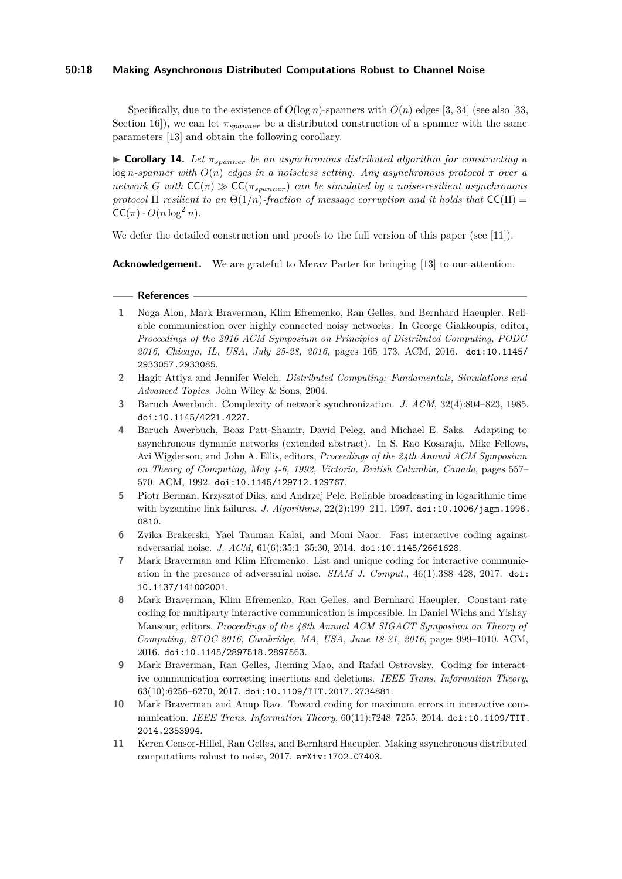Specifically, due to the existence of $O(\log n)$-spanners with $O(n)$ edges [3, 34] (see also [33, Section 16]), we can let $\pi_{spanner}$ be a distributed construction of a spanner with the same parameters [13] and obtain the following corollary.

▶ **Corollary 14.** *Let $\pi_{spanner}$ be an asynchronous distributed algorithm for constructing a $\log n$-spanner with $O(n)$ edges in a noiseless setting. Any asynchronous protocol $\pi$ over a network $G$ with $\mathsf{CC}(\pi) \gg \mathsf{CC}(\pi_{spanner})$ can be simulated by a noise-resilient asynchronous protocol $\Pi$ resilient to an $\Theta(1/n)$-fraction of message corruption and it holds that $\mathsf{CC}(\Pi) = \mathsf{CC}(\pi) \cdot O(n \log^2 n)$.*

We defer the detailed construction and proofs to the full version of this paper (see [11]).

**Acknowledgement.** We are grateful to Merav Parter for bringing [13] to our attention.

## References

1. Noga Alon, Mark Braverman, Klim Efremenko, Ran Gelles, and Bernhard Haeupler. Reliable communication over highly connected noisy networks. In George Giakkoupis, editor, *Proceedings of the 2016 ACM Symposium on Principles of Distributed Computing, PODC 2016, Chicago, IL, USA, July 25-28, 2016*, pages 165–173. ACM, 2016. doi:10.1145/2933057.2933085.
2. Hagit Attiya and Jennifer Welch. *Distributed Computing: Fundamentals, Simulations and Advanced Topics*. John Wiley & Sons, 2004.
3. Baruch Awerbuch. Complexity of network synchronization. *J. ACM*, 32(4):804–823, 1985. doi:10.1145/4221.4227.
4. Baruch Awerbuch, Boaz Patt-Shamir, David Peleg, and Michael E. Saks. Adapting to asynchronous dynamic networks (extended abstract). In S. Rao Kosaraju, Mike Fellows, Avi Wigderson, and John A. Ellis, editors, *Proceedings of the 24th Annual ACM Symposium on Theory of Computing, May 4-6, 1992, Victoria, British Columbia, Canada*, pages 557–570. ACM, 1992. doi:10.1145/129712.129767.
5. Piotr Berman, Krzysztof Diks, and Andrzej Pelc. Reliable broadcasting in logarithmic time with byzantine link failures. *J. Algorithms*, 22(2):199–211, 1997. doi:10.1006/jagm.1996.0810.
6. Zvika Brakerski, Yael Tauman Kalai, and Moni Naor. Fast interactive coding against adversarial noise. *J. ACM*, 61(6):35:1–35:30, 2014. doi:10.1145/2661628.
7. Mark Braverman and Klim Efremenko. List and unique coding for interactive communication in the presence of adversarial noise. *SIAM J. Comput.*, 46(1):388–428, 2017. doi:10.1137/141002001.
8. Mark Braverman, Klim Efremenko, Ran Gelles, and Bernhard Haeupler. Constant-rate coding for multiparty interactive communication is impossible. In Daniel Wichs and Yishay Mansour, editors, *Proceedings of the 48th Annual ACM SIGACT Symposium on Theory of Computing, STOC 2016, Cambridge, MA, USA, June 18-21, 2016*, pages 999–1010. ACM, 2016. doi:10.1145/2897518.2897563.
9. Mark Braverman, Ran Gelles, Jieming Mao, and Rafail Ostrovsky. Coding for interactive communication correcting insertions and deletions. *IEEE Trans. Information Theory*, 63(10):6256–6270, 2017. doi:10.1109/TIT.2017.2734881.
10. Mark Braverman and Anup Rao. Toward coding for maximum errors in interactive communication. *IEEE Trans. Information Theory*, 60(11):7248–7255, 2014. doi:10.1109/TIT.2014.2353994.
11. Keren Censor-Hillel, Ran Gelles, and Bernhard Haeupler. Making asynchronous distributed computations robust to noise, 2017. arXiv:1702.07403.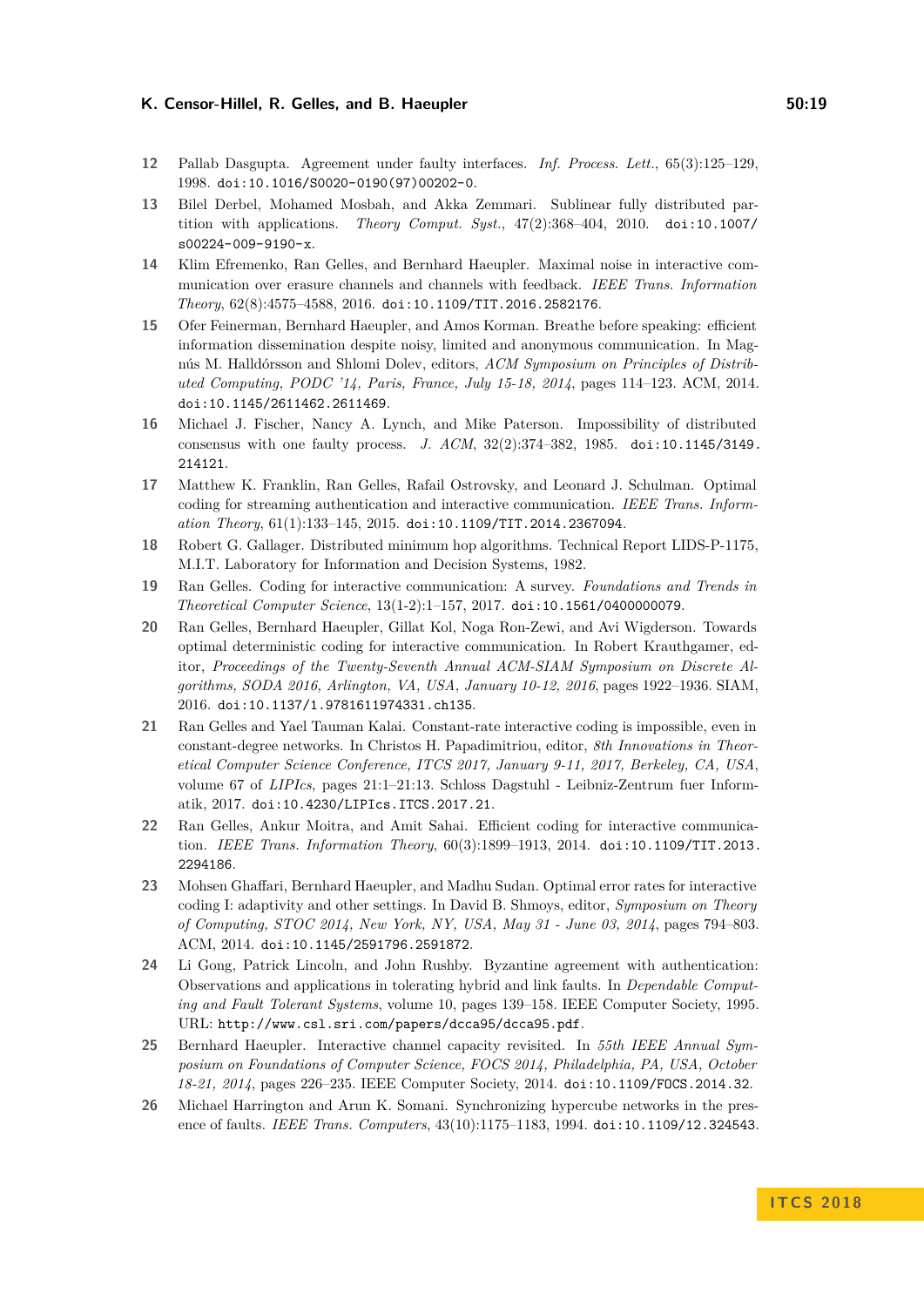12 Pallab Dasgupta. Agreement under faulty interfaces. *Inf. Process. Lett.*, 65(3):125–129, 1998. doi:10.1016/S0020-0190(97)00202-0.

13 Bilel Derbel, Mohamed Mosbah, and Akka Zemmari. Sublinear fully distributed partition with applications. *Theory Comput. Syst.*, 47(2):368–404, 2010. doi:10.1007/s00224-009-9190-x.

14 Klim Efremenko, Ran Gelles, and Bernhard Haeupler. Maximal noise in interactive communication over erasure channels and channels with feedback. *IEEE Trans. Information Theory*, 62(8):4575–4588, 2016. doi:10.1109/TIT.2016.2582176.

15 Ofer Feinerman, Bernhard Haeupler, and Amos Korman. Breathe before speaking: efficient information dissemination despite noisy, limited and anonymous communication. In Magnús M. Halldórsson and Shlomi Dolev, editors, *ACM Symposium on Principles of Distributed Computing, PODC '14, Paris, France, July 15-18, 2014*, pages 114–123. ACM, 2014. doi:10.1145/2611462.2611469.

16 Michael J. Fischer, Nancy A. Lynch, and Mike Paterson. Impossibility of distributed consensus with one faulty process. *J. ACM*, 32(2):374–382, 1985. doi:10.1145/3149.214121.

17 Matthew K. Franklin, Ran Gelles, Rafail Ostrovsky, and Leonard J. Schulman. Optimal coding for streaming authentication and interactive communication. *IEEE Trans. Information Theory*, 61(1):133–145, 2015. doi:10.1109/TIT.2014.2367094.

18 Robert G. Gallager. Distributed minimum hop algorithms. Technical Report LIDS-P-1175, M.I.T. Laboratory for Information and Decision Systems, 1982.

19 Ran Gelles. Coding for interactive communication: A survey. *Foundations and Trends in Theoretical Computer Science*, 13(1-2):1–157, 2017. doi:10.1561/0400000079.

20 Ran Gelles, Bernhard Haeupler, Gillat Kol, Noga Ron-Zewi, and Avi Wigderson. Towards optimal deterministic coding for interactive communication. In Robert Krauthgamer, editor, *Proceedings of the Twenty-Seventh Annual ACM-SIAM Symposium on Discrete Algorithms, SODA 2016, Arlington, VA, USA, January 10-12, 2016*, pages 1922–1936. SIAM, 2016. doi:10.1137/1.9781611974331.ch135.

21 Ran Gelles and Yael Tauman Kalai. Constant-rate interactive coding is impossible, even in constant-degree networks. In Christos H. Papadimitriou, editor, *8th Innovations in Theoretical Computer Science Conference, ITCS 2017, January 9-11, 2017, Berkeley, CA, USA*, volume 67 of *LIPIcs*, pages 21:1–21:13. Schloss Dagstuhl - Leibniz-Zentrum fuer Informatik, 2017. doi:10.4230/LIPIcs.ITCS.2017.21.

22 Ran Gelles, Ankur Moitra, and Amit Sahai. Efficient coding for interactive communication. *IEEE Trans. Information Theory*, 60(3):1899–1913, 2014. doi:10.1109/TIT.2013.2294186.

23 Mohsen Ghaffari, Bernhard Haeupler, and Madhu Sudan. Optimal error rates for interactive coding I: adaptivity and other settings. In David B. Shmoys, editor, *Symposium on Theory of Computing, STOC 2014, New York, NY, USA, May 31 - June 03, 2014*, pages 794–803. ACM, 2014. doi:10.1145/2591796.2591872.

24 Li Gong, Patrick Lincoln, and John Rushby. Byzantine agreement with authentication: Observations and applications in tolerating hybrid and link faults. In *Dependable Computing and Fault Tolerant Systems*, volume 10, pages 139–158. IEEE Computer Society, 1995. URL: http://www.csl.sri.com/papers/dcca95/dcca95.pdf.

25 Bernhard Haeupler. Interactive channel capacity revisited. In *55th IEEE Annual Symposium on Foundations of Computer Science, FOCS 2014, Philadelphia, PA, USA, October 18-21, 2014*, pages 226–235. IEEE Computer Society, 2014. doi:10.1109/FOCS.2014.32.

26 Michael Harrington and Arun K. Somani. Synchronizing hypercube networks in the presence of faults. *IEEE Trans. Computers*, 43(10):1175–1183, 1994. doi:10.1109/12.324543.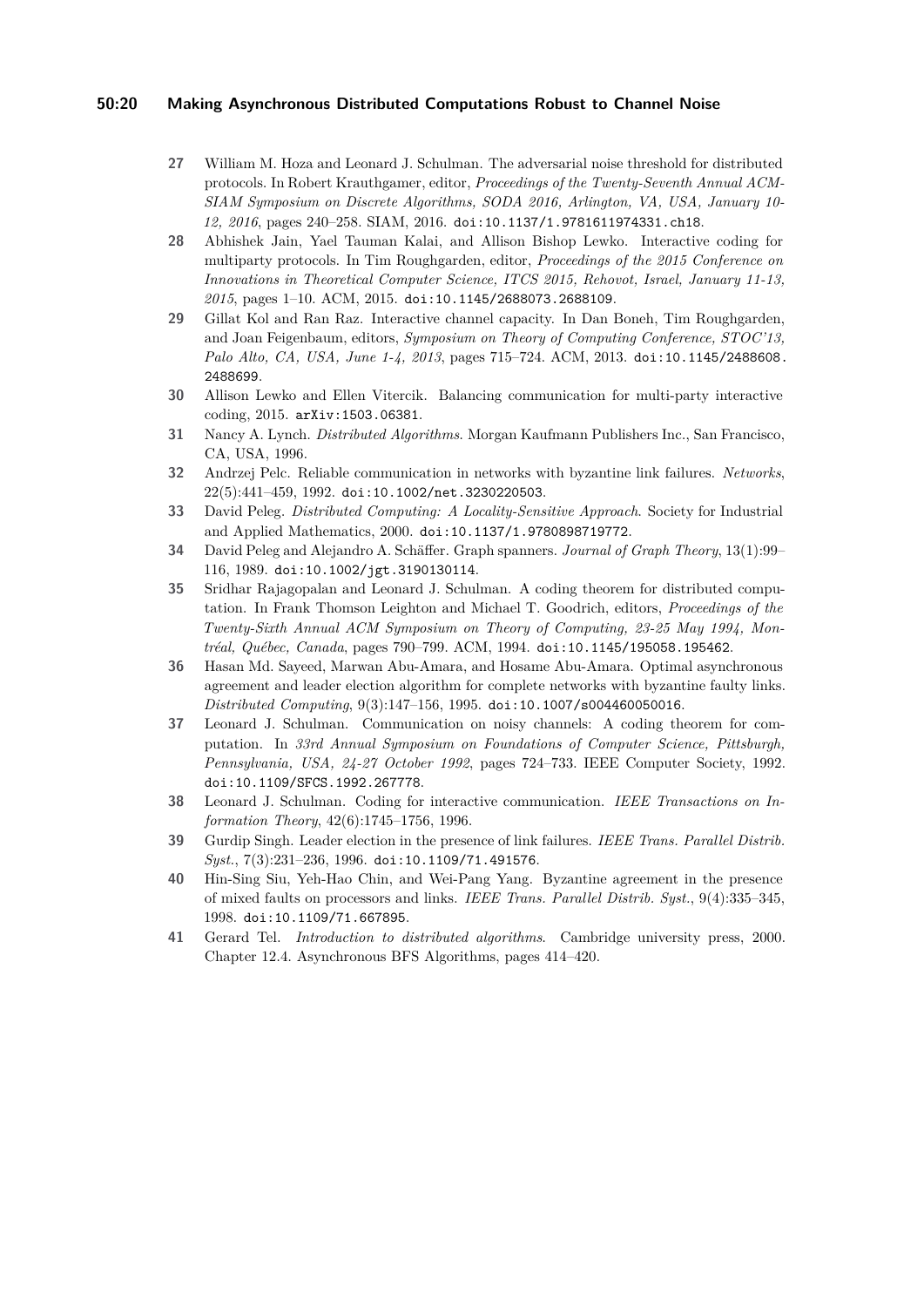27 William M. Hoza and Leonard J. Schulman. The adversarial noise threshold for distributed protocols. In Robert Krauthgamer, editor, *Proceedings of the Twenty-Seventh Annual ACM-SIAM Symposium on Discrete Algorithms, SODA 2016, Arlington, VA, USA, January 10-12, 2016*, pages 240–258. SIAM, 2016. doi:10.1137/1.9781611974331.ch18.

28 Abhishek Jain, Yael Tauman Kalai, and Allison Bishop Lewko. Interactive coding for multiparty protocols. In Tim Roughgarden, editor, *Proceedings of the 2015 Conference on Innovations in Theoretical Computer Science, ITCS 2015, Rehovot, Israel, January 11-13, 2015*, pages 1–10. ACM, 2015. doi:10.1145/2688073.2688109.

29 Gillat Kol and Ran Raz. Interactive channel capacity. In Dan Boneh, Tim Roughgarden, and Joan Feigenbaum, editors, *Symposium on Theory of Computing Conference, STOC'13, Palo Alto, CA, USA, June 1-4, 2013*, pages 715–724. ACM, 2013. doi:10.1145/2488608.2488699.

30 Allison Lewko and Ellen Vitercik. Balancing communication for multi-party interactive coding, 2015. arXiv:1503.06381.

31 Nancy A. Lynch. *Distributed Algorithms*. Morgan Kaufmann Publishers Inc., San Francisco, CA, USA, 1996.

32 Andrzej Pelc. Reliable communication in networks with byzantine link failures. *Networks*, 22(5):441–459, 1992. doi:10.1002/net.3230220503.

33 David Peleg. *Distributed Computing: A Locality-Sensitive Approach*. Society for Industrial and Applied Mathematics, 2000. doi:10.1137/1.9780898719772.

34 David Peleg and Alejandro A. Schäffer. Graph spanners. *Journal of Graph Theory*, 13(1):99–116, 1989. doi:10.1002/jgt.3190130114.

35 Sridhar Rajagopalan and Leonard J. Schulman. A coding theorem for distributed computation. In Frank Thomson Leighton and Michael T. Goodrich, editors, *Proceedings of the Twenty-Sixth Annual ACM Symposium on Theory of Computing, 23-25 May 1994, Montréal, Québec, Canada*, pages 790–799. ACM, 1994. doi:10.1145/195058.195462.

36 Hasan Md. Sayeed, Marwan Abu-Amara, and Hosame Abu-Amara. Optimal asynchronous agreement and leader election algorithm for complete networks with byzantine faulty links. *Distributed Computing*, 9(3):147–156, 1995. doi:10.1007/s004460050016.

37 Leonard J. Schulman. Communication on noisy channels: A coding theorem for computation. In *33rd Annual Symposium on Foundations of Computer Science, Pittsburgh, Pennsylvania, USA, 24-27 October 1992*, pages 724–733. IEEE Computer Society, 1992. doi:10.1109/SFCS.1992.267778.

38 Leonard J. Schulman. Coding for interactive communication. *IEEE Transactions on Information Theory*, 42(6):1745–1756, 1996.

39 Gurdip Singh. Leader election in the presence of link failures. *IEEE Trans. Parallel Distrib. Syst.*, 7(3):231–236, 1996. doi:10.1109/71.491576.

40 Hin-Sing Siu, Yeh-Hao Chin, and Wei-Pang Yang. Byzantine agreement in the presence of mixed faults on processors and links. *IEEE Trans. Parallel Distrib. Syst.*, 9(4):335–345, 1998. doi:10.1109/71.667895.

41 Gerard Tel. *Introduction to distributed algorithms*. Cambridge university press, 2000. Chapter 12.4. Asynchronous BFS Algorithms, pages 414–420.